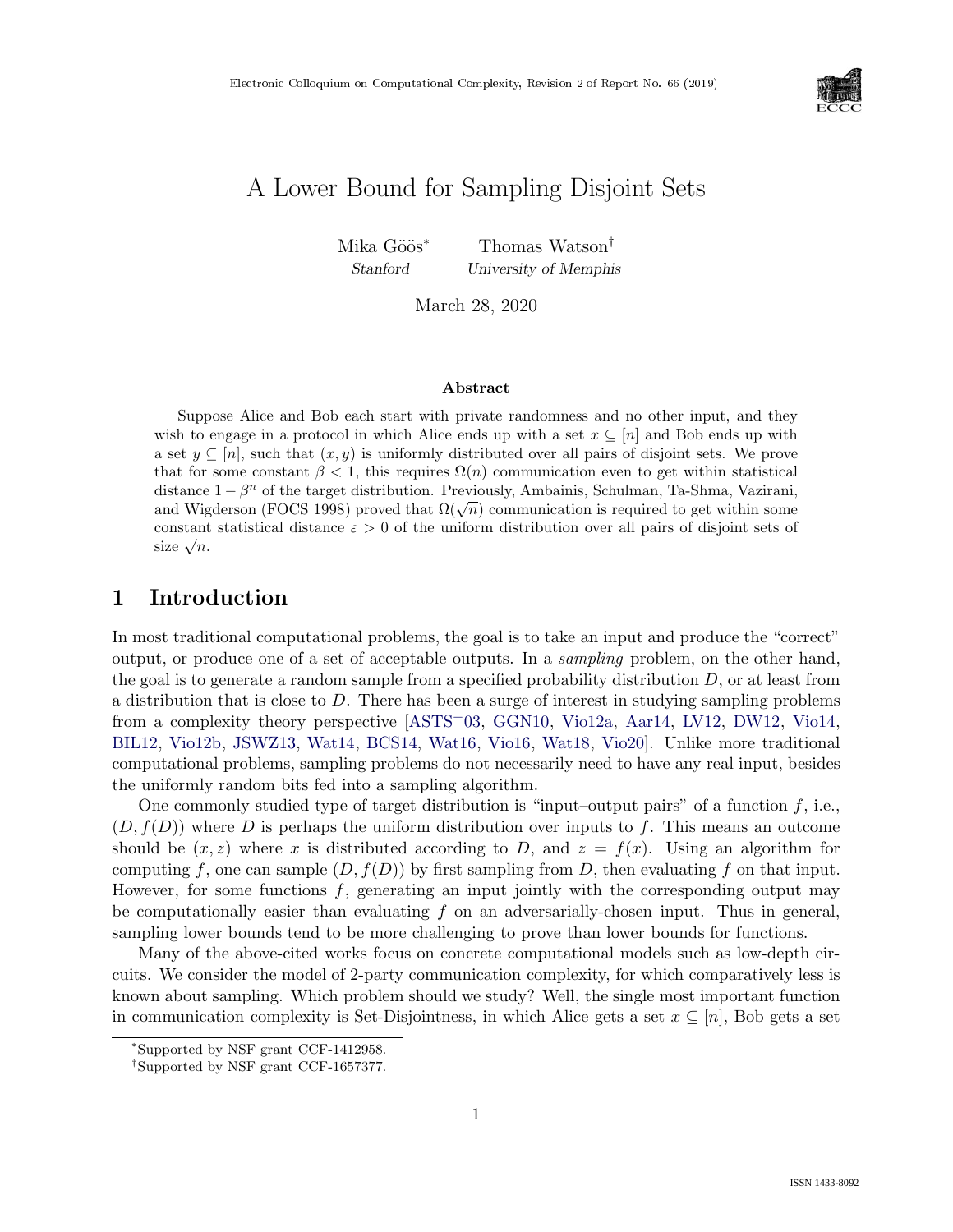# A Lower Bound for Sampling Disjoint Sets

Mika Göös*  
*Stanford*

Thomas Watson†  
*University of Memphis*

March 28, 2020

### Abstract

Suppose Alice and Bob each start with private randomness and no other input, and they wish to engage in a protocol in which Alice ends up with a set $x \subseteq [n]$ and Bob ends up with a set $y \subseteq [n]$, such that $(x, y)$ is uniformly distributed over all pairs of disjoint sets. We prove that for some constant $\beta < 1$, this requires $\Omega(n)$ communication even to get within statistical distance $1 - \beta^n$ of the target distribution. Previously, Ambainis, Schulman, Ta-Shma, Vazirani, and Wigderson (FOCS 1998) proved that $\Omega(\sqrt{n})$ communication is required to get within some constant statistical distance $\varepsilon > 0$ of the uniform distribution over all pairs of disjoint sets of size $\sqrt{n}$.

## 1 Introduction

In most traditional computational problems, the goal is to take an input and produce the "correct" output, or produce one of a set of acceptable outputs. In a *sampling* problem, on the other hand, the goal is to generate a random sample from a specified probability distribution $D$, or at least from a distribution that is close to $D$. There has been a surge of interest in studying sampling problems from a complexity theory perspective [ASTS+03, GGN10, Vio12a, Aar14, LV12, DW12, Vio14, BIL12, Vio12b, JSWZ13, Wat14, BCS14, Wat16, Vio16, Wat18, Vio20]. Unlike more traditional computational problems, sampling problems do not necessarily need to have any real input, besides the uniformly random bits fed into a sampling algorithm.

One commonly studied type of target distribution is "input–output pairs" of a function $f$, i.e., $(D, f(D))$ where $D$ is perhaps the uniform distribution over inputs to $f$. This means an outcome should be $(x, z)$ where $x$ is distributed according to $D$, and $z = f(x)$. Using an algorithm for computing $f$, one can sample $(D, f(D))$ by first sampling from $D$, then evaluating $f$ on that input. However, for some functions $f$, generating an input jointly with the corresponding output may be computationally easier than evaluating $f$ on an adversarially-chosen input. Thus in general, sampling lower bounds tend to be more challenging to prove than lower bounds for functions.

Many of the above-cited works focus on concrete computational models such as low-depth circuits. We consider the model of 2-party communication complexity, for which comparatively less is known about sampling. Which problem should we study? Well, the single most important function in communication complexity is Set-Disjointness, in which Alice gets a set $x \subseteq [n]$, Bob gets a set

*Supported by NSF grant CCF-1412958.

†Supported by NSF grant CCF-1657377.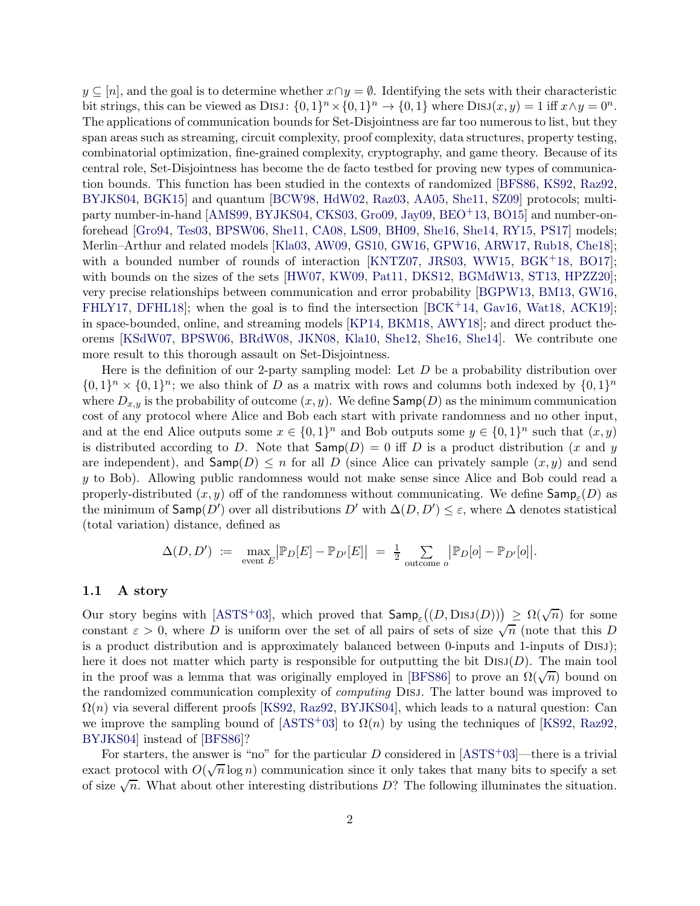$y \subseteq [n]$, and the goal is to determine whether $x \cap y = \emptyset$. Identifying the sets with their characteristic bit strings, this can be viewed as $\textsc{Disj}\colon \{0,1\}^n \times \{0,1\}^n \to \{0,1\}$ where $\textsc{Disj}(x,y) = 1$ iff $x \wedge y = 0^n$. The applications of communication bounds for Set-Disjointness are far too numerous to list, but they span areas such as streaming, circuit complexity, proof complexity, data structures, property testing, combinatorial optimization, fine-grained complexity, cryptography, and game theory. Because of its central role, Set-Disjointness has become the de facto testbed for proving new types of communication bounds. This function has been studied in the contexts of randomized [BFS86, KS92, Raz92, BYJKS04, BGK15] and quantum [BCW98, HdW02, Raz03, AA05, She11, SZ09] protocols; multi-party number-in-hand [AMS99, BYJKS04, CKS03, Gro09, Jay09, BEO+13, BO15] and number-on-forehead [Gro94, Tes03, BPSW06, She11, CA08, LS09, BH09, She16, She14, RY15, PS17] models; Merlin–Arthur and related models [Kla03, AW09, GS10, GW16, GPW16, ARW17, Rub18, Che18]; with a bounded number of rounds of interaction [KNTZ07, JRS03, WW15, BGK+18, BO17]; with bounds on the sizes of the sets [HW07, KW09, Pat11, DKS12, BGMdW13, ST13, HPZZ20]; very precise relationships between communication and error probability [BGPW13, BM13, GW16, FHLY17, DFHL18]; when the goal is to find the intersection [BCK+14, Gav16, Wat18, ACK19]; in space-bounded, online, and streaming models [KP14, BKM18, AWY18]; and direct product theorems [KSdW07, BPSW06, BRdW08, JKN08, Kla10, She12, She16, She14]. We contribute one more result to this thorough assault on Set-Disjointness.

Here is the definition of our 2-party sampling model: Let $D$ be a probability distribution over $\{0,1\}^n \times \{0,1\}^n$; we also think of $D$ as a matrix with rows and columns both indexed by $\{0,1\}^n$ where $D_{x,y}$ is the probability of outcome $(x,y)$. We define $\mathsf{Samp}(D)$ as the minimum communication cost of any protocol where Alice and Bob each start with private randomness and no other input, and at the end Alice outputs some $x \in \{0,1\}^n$ and Bob outputs some $y \in \{0,1\}^n$ such that $(x,y)$ is distributed according to $D$. Note that $\mathsf{Samp}(D) = 0$ iff $D$ is a product distribution ($x$ and $y$ are independent), and $\mathsf{Samp}(D) \leq n$ for all $D$ (since Alice can privately sample $(x,y)$ and send $y$ to Bob). Allowing public randomness would not make sense since Alice and Bob could read a properly-distributed $(x,y)$ off of the randomness without communicating. We define $\mathsf{Samp}_\varepsilon(D)$ as the minimum of $\mathsf{Samp}(D')$ over all distributions $D'$ with $\Delta(D,D') \leq \varepsilon$, where $\Delta$ denotes statistical (total variation) distance, defined as

$$\Delta(D,D') \;\coloneqq\; \max_{\text{event } E} \big|\mathbb{P}_D[E] - \mathbb{P}_{D'}[E]\big| \;=\; \tfrac{1}{2} \sum_{\text{outcome } o} \big|\mathbb{P}_D[o] - \mathbb{P}_{D'}[o]\big|.$$

### 1.1 A story

Our story begins with [ASTS+03], which proved that $\mathsf{Samp}_\varepsilon\big((D, \textsc{Disj}(D))\big) \geq \Omega(\sqrt{n})$ for some constant $\varepsilon > 0$, where $D$ is uniform over the set of all pairs of sets of size $\sqrt{n}$ (note that this $D$ is a product distribution and is approximately balanced between 0-inputs and 1-inputs of $\textsc{Disj}$); here it does not matter which party is responsible for outputting the bit $\textsc{Disj}(D)$. The main tool in the proof was a lemma that was originally employed in [BFS86] to prove an $\Omega(\sqrt{n})$ bound on the randomized communication complexity of *computing* $\textsc{Disj}$. The latter bound was improved to $\Omega(n)$ via several different proofs [KS92, Raz92, BYJKS04], which leads to a natural question: Can we improve the sampling bound of [ASTS+03] to $\Omega(n)$ by using the techniques of [KS92, Raz92, BYJKS04] instead of [BFS86]?

For starters, the answer is "no" for the particular $D$ considered in [ASTS+03]—there is a trivial exact protocol with $O(\sqrt{n}\log n)$ communication since it only takes that many bits to specify a set of size $\sqrt{n}$. What about other interesting distributions $D$? The following illuminates the situation.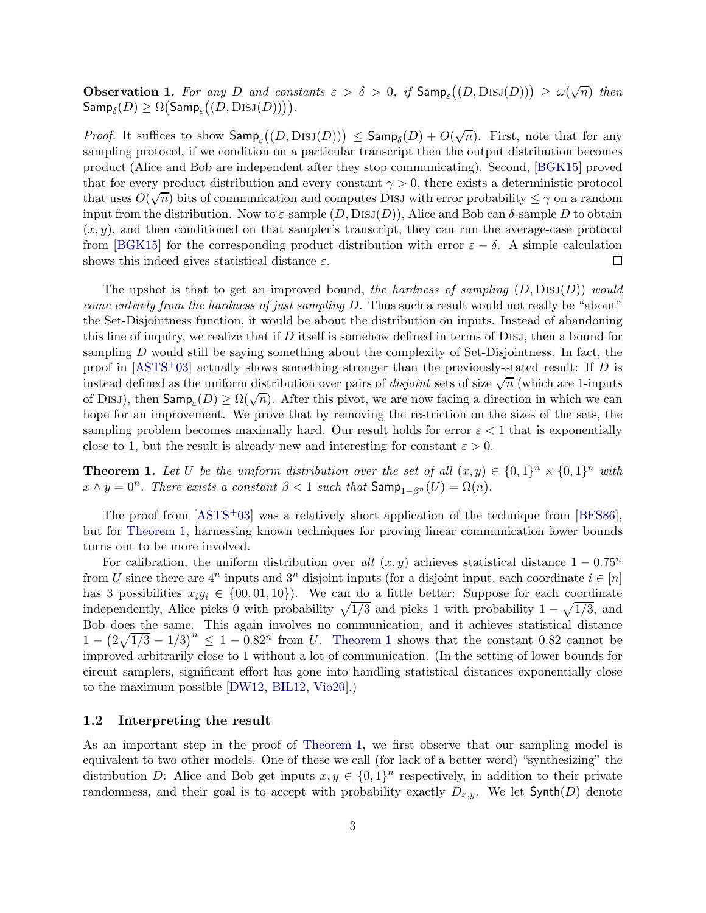**Observation 1.** *For any $D$ and constants $\varepsilon > \delta > 0$, if $\mathsf{Samp}_\varepsilon\big((D, \text{DISJ}(D))\big) \geq \omega(\sqrt{n})$ then $\mathsf{Samp}_\delta(D) \geq \Omega\big(\mathsf{Samp}_\varepsilon\big((D, \text{DISJ}(D))\big)\big)$.*

*Proof.* It suffices to show $\mathsf{Samp}_\varepsilon\big((D, \text{DISJ}(D))\big) \leq \mathsf{Samp}_\delta(D) + O(\sqrt{n})$. First, note that for any sampling protocol, if we condition on a particular transcript then the output distribution becomes product (Alice and Bob are independent after they stop communicating). Second, [BGK15] proved that for every product distribution and every constant $\gamma > 0$, there exists a deterministic protocol that uses $O(\sqrt{n})$ bits of communication and computes DISJ with error probability $\leq \gamma$ on a random input from the distribution. Now to $\varepsilon$-sample $(D, \text{DISJ}(D))$, Alice and Bob can $\delta$-sample $D$ to obtain $(x, y)$, and then conditioned on that sampler's transcript, they can run the average-case protocol from [BGK15] for the corresponding product distribution with error $\varepsilon - \delta$. A simple calculation shows this indeed gives statistical distance $\varepsilon$. ☐

The upshot is that to get an improved bound, *the hardness of sampling $(D, \text{DISJ}(D))$ would come entirely from the hardness of just sampling $D$*. Thus such a result would not really be "about" the Set-Disjointness function, it would be about the distribution on inputs. Instead of abandoning this line of inquiry, we realize that if $D$ itself is somehow defined in terms of DISJ, then a bound for sampling $D$ would still be saying something about the complexity of Set-Disjointness. In fact, the proof in [ASTS+03] actually shows something stronger than the previously-stated result: If $D$ is instead defined as the uniform distribution over pairs of *disjoint* sets of size $\sqrt{n}$ (which are 1-inputs of DISJ), then $\mathsf{Samp}_\varepsilon(D) \geq \Omega(\sqrt{n})$. After this pivot, we are now facing a direction in which we can hope for an improvement. We prove that by removing the restriction on the sizes of the sets, the sampling problem becomes maximally hard. Our result holds for error $\varepsilon < 1$ that is exponentially close to 1, but the result is already new and interesting for constant $\varepsilon > 0$.

**Theorem 1.** *Let $U$ be the uniform distribution over the set of all $(x, y) \in \{0,1\}^n \times \{0,1\}^n$ with $x \wedge y = 0^n$. There exists a constant $\beta < 1$ such that $\mathsf{Samp}_{1-\beta^n}(U) = \Omega(n)$.*

The proof from [ASTS+03] was a relatively short application of the technique from [BFS86], but for Theorem 1, harnessing known techniques for proving linear communication lower bounds turns out to be more involved.

For calibration, the uniform distribution over *all* $(x, y)$ achieves statistical distance $1 - 0.75^n$ from $U$ since there are $4^n$ inputs and $3^n$ disjoint inputs (for a disjoint input, each coordinate $i \in [n]$ has 3 possibilities $x_i y_i \in \{00, 01, 10\}$). We can do a little better: Suppose for each coordinate independently, Alice picks 0 with probability $\sqrt{1/3}$ and picks 1 with probability $1 - \sqrt{1/3}$, and Bob does the same. This again involves no communication, and it achieves statistical distance $1 - \big(2\sqrt{1/3} - 1/3\big)^n \leq 1 - 0.82^n$ from $U$. Theorem 1 shows that the constant 0.82 cannot be improved arbitrarily close to 1 without a lot of communication. (In the setting of lower bounds for circuit samplers, significant effort has gone into handling statistical distances exponentially close to the maximum possible [DW12, BIL12, Vio20].)

## 1.2 Interpreting the result

As an important step in the proof of Theorem 1, we first observe that our sampling model is equivalent to two other models. One of these we call (for lack of a better word) "synthesizing" the distribution $D$: Alice and Bob get inputs $x, y \in \{0,1\}^n$ respectively, in addition to their private randomness, and their goal is to accept with probability exactly $D_{x,y}$. We let $\mathsf{Synth}(D)$ denote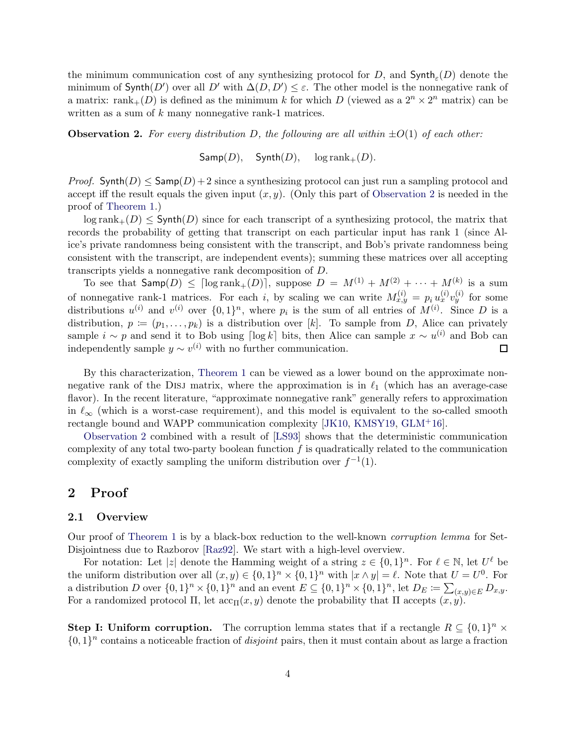the minimum communication cost of any synthesizing protocol for $D$, and $\mathsf{Synth}_\varepsilon(D)$ denote the minimum of $\mathsf{Synth}(D')$ over all $D'$ with $\Delta(D, D') \le \varepsilon$. The other model is the nonnegative rank of a matrix: $\mathrm{rank}_+(D)$ is defined as the minimum $k$ for which $D$ (viewed as a $2^n \times 2^n$ matrix) can be written as a sum of $k$ many nonnegative rank-1 matrices.

**Observation 2.** *For every distribution $D$, the following are all within $\pm O(1)$ of each other:*

$$\mathsf{Samp}(D), \quad \mathsf{Synth}(D), \quad \log \mathrm{rank}_+(D).$$

*Proof.* $\mathsf{Synth}(D) \le \mathsf{Samp}(D) + 2$ since a synthesizing protocol can just run a sampling protocol and accept iff the result equals the given input $(x, y)$. (Only this part of Observation 2 is needed in the proof of Theorem 1.)

$\log \mathrm{rank}_+(D) \le \mathsf{Synth}(D)$ since for each transcript of a synthesizing protocol, the matrix that records the probability of getting that transcript on each particular input has rank 1 (since Alice's private randomness being consistent with the transcript, and Bob's private randomness being consistent with the transcript, are independent events); summing these matrices over all accepting transcripts yields a nonnegative rank decomposition of $D$.

To see that $\mathsf{Samp}(D) \le \lceil \log \mathrm{rank}_+(D) \rceil$, suppose $D = M^{(1)} + M^{(2)} + \cdots + M^{(k)}$ is a sum of nonnegative rank-1 matrices. For each $i$, by scaling we can write $M^{(i)}_{x,y} = p_i\, u^{(i)}_x v^{(i)}_y$ for some distributions $u^{(i)}$ and $v^{(i)}$ over $\{0,1\}^n$, where $p_i$ is the sum of all entries of $M^{(i)}$. Since $D$ is a distribution, $p \coloneqq (p_1, \ldots, p_k)$ is a distribution over $[k]$. To sample from $D$, Alice can privately sample $i \sim p$ and send it to Bob using $\lceil \log k \rceil$ bits, then Alice can sample $x \sim u^{(i)}$ and Bob can independently sample $y \sim v^{(i)}$ with no further communication. □

By this characterization, Theorem 1 can be viewed as a lower bound on the approximate nonnegative rank of the DISJ matrix, where the approximation is in $\ell_1$ (which has an average-case flavor). In the recent literature, "approximate nonnegative rank" generally refers to approximation in $\ell_\infty$ (which is a worst-case requirement), and this model is equivalent to the so-called smooth rectangle bound and WAPP communication complexity [JK10, KMSY19, GLM+16].

Observation 2 combined with a result of [LS93] shows that the deterministic communication complexity of any total two-party boolean function $f$ is quadratically related to the communication complexity of exactly sampling the uniform distribution over $f^{-1}(1)$.

## 2 Proof

### 2.1 Overview

Our proof of Theorem 1 is by a black-box reduction to the well-known *corruption lemma* for Set-Disjointness due to Razborov [Raz92]. We start with a high-level overview.

For notation: Let $|z|$ denote the Hamming weight of a string $z \in \{0,1\}^n$. For $\ell \in \mathbb{N}$, let $U^\ell$ be the uniform distribution over all $(x, y) \in \{0,1\}^n \times \{0,1\}^n$ with $|x \wedge y| = \ell$. Note that $U = U^0$. For a distribution $D$ over $\{0,1\}^n \times \{0,1\}^n$ and an event $E \subseteq \{0,1\}^n \times \{0,1\}^n$, let $D_E \coloneqq \sum_{(x,y) \in E} D_{x,y}$. For a randomized protocol $\Pi$, let $\mathrm{acc}_\Pi(x, y)$ denote the probability that $\Pi$ accepts $(x, y)$.

**Step I: Uniform corruption.** The corruption lemma states that if a rectangle $R \subseteq \{0,1\}^n \times \{0,1\}^n$ contains a noticeable fraction of *disjoint* pairs, then it must contain about as large a fraction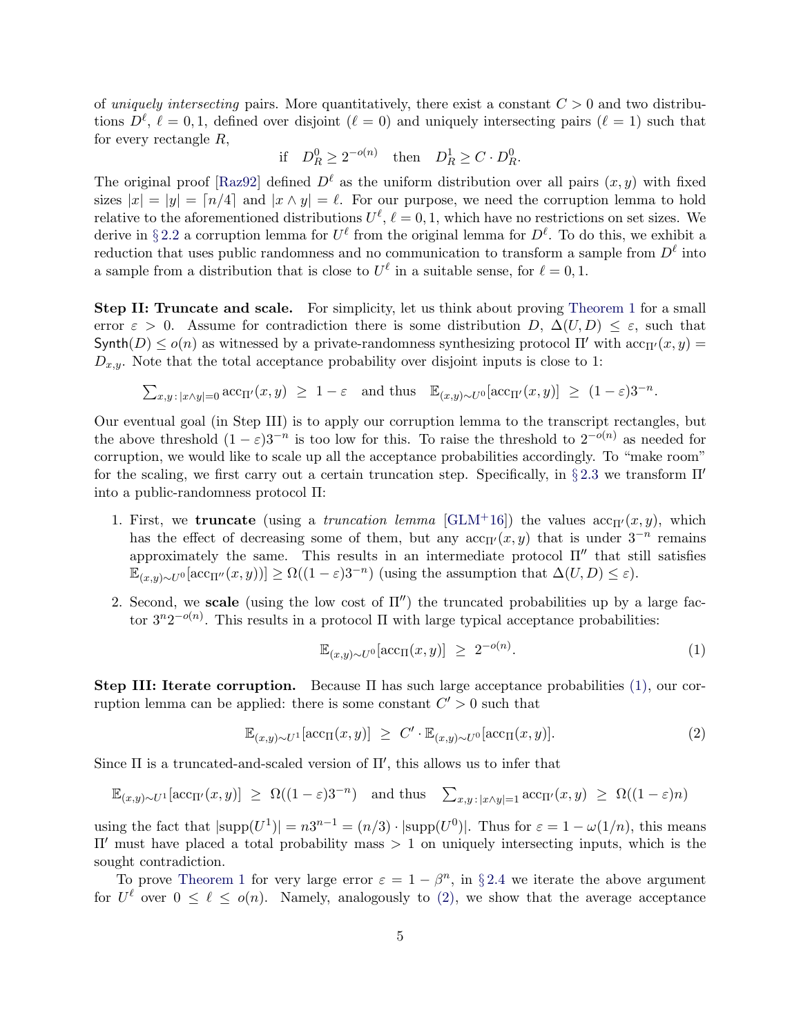of *uniquely intersecting* pairs. More quantitatively, there exist a constant $C > 0$ and two distributions $D^\ell$, $\ell = 0, 1$, defined over disjoint ($\ell = 0$) and uniquely intersecting pairs ($\ell = 1$) such that for every rectangle $R$,

$$\text{if} \quad D^0_R \geq 2^{-o(n)} \quad \text{then} \quad D^1_R \geq C \cdot D^0_R.$$

The original proof [Raz92] defined $D^\ell$ as the uniform distribution over all pairs $(x, y)$ with fixed sizes $|x| = |y| = \lceil n/4 \rceil$ and $|x \wedge y| = \ell$. For our purpose, we need the corruption lemma to hold relative to the aforementioned distributions $U^\ell$, $\ell = 0, 1$, which have no restrictions on set sizes. We derive in § 2.2 a corruption lemma for $U^\ell$ from the original lemma for $D^\ell$. To do this, we exhibit a reduction that uses public randomness and no communication to transform a sample from $D^\ell$ into a sample from a distribution that is close to $U^\ell$ in a suitable sense, for $\ell = 0, 1$.

**Step II: Truncate and scale.** For simplicity, let us think about proving Theorem 1 for a small error $\varepsilon > 0$. Assume for contradiction there is some distribution $D$, $\Delta(U, D) \leq \varepsilon$, such that $\mathsf{Synth}(D) \leq o(n)$ as witnessed by a private-randomness synthesizing protocol $\Pi'$ with $\text{acc}_{\Pi'}(x, y) = D_{x,y}$. Note that the total acceptance probability over disjoint inputs is close to 1:

$$\textstyle\sum_{x,y\,:\,|x \wedge y|=0} \text{acc}_{\Pi'}(x, y) \;\geq\; 1 - \varepsilon \quad \text{and thus} \quad \mathbb{E}_{(x,y)\sim U^0}[\text{acc}_{\Pi'}(x, y)] \;\geq\; (1 - \varepsilon)3^{-n}.$$

Our eventual goal (in Step III) is to apply our corruption lemma to the transcript rectangles, but the above threshold $(1-\varepsilon)3^{-n}$ is too low for this. To raise the threshold to $2^{-o(n)}$ as needed for corruption, we would like to scale up all the acceptance probabilities accordingly. To "make room" for the scaling, we first carry out a certain truncation step. Specifically, in § 2.3 we transform $\Pi'$ into a public-randomness protocol $\Pi$:

1. First, we **truncate** (using a *truncation lemma* [GLM+16]) the values $\text{acc}_{\Pi'}(x, y)$, which has the effect of decreasing some of them, but any $\text{acc}_{\Pi'}(x, y)$ that is under $3^{-n}$ remains approximately the same. This results in an intermediate protocol $\Pi''$ that still satisfies $\mathbb{E}_{(x,y)\sim U^0}[\text{acc}_{\Pi''}(x, y))] \geq \Omega((1 - \varepsilon)3^{-n})$ (using the assumption that $\Delta(U, D) \leq \varepsilon$).
2. Second, we **scale** (using the low cost of $\Pi''$) the truncated probabilities up by a large factor $3^n 2^{-o(n)}$. This results in a protocol $\Pi$ with large typical acceptance probabilities:

$$\mathbb{E}_{(x,y)\sim U^0}[\text{acc}_{\Pi}(x, y)] \;\geq\; 2^{-o(n)}. \tag{1}$$

**Step III: Iterate corruption.** Because $\Pi$ has such large acceptance probabilities (1), our corruption lemma can be applied: there is some constant $C' > 0$ such that

$$\mathbb{E}_{(x,y)\sim U^1}[\text{acc}_{\Pi}(x, y)] \;\geq\; C' \cdot \mathbb{E}_{(x,y)\sim U^0}[\text{acc}_{\Pi}(x, y)]. \tag{2}$$

Since $\Pi$ is a truncated-and-scaled version of $\Pi'$, this allows us to infer that

$$\mathbb{E}_{(x,y)\sim U^1}[\text{acc}_{\Pi'}(x, y)] \;\geq\; \Omega((1 - \varepsilon)3^{-n}) \quad \text{and thus} \quad \textstyle\sum_{x,y\,:\,|x\wedge y|=1} \text{acc}_{\Pi'}(x, y) \;\geq\; \Omega((1 - \varepsilon)n)$$

using the fact that $|\text{supp}(U^1)| = n3^{n-1} = (n/3) \cdot |\text{supp}(U^0)|$. Thus for $\varepsilon = 1 - \omega(1/n)$, this means $\Pi'$ must have placed a total probability mass $> 1$ on uniquely intersecting inputs, which is the sought contradiction.

To prove Theorem 1 for very large error $\varepsilon = 1 - \beta^n$, in § 2.4 we iterate the above argument for $U^\ell$ over $0 \leq \ell \leq o(n)$. Namely, analogously to (2), we show that the average acceptance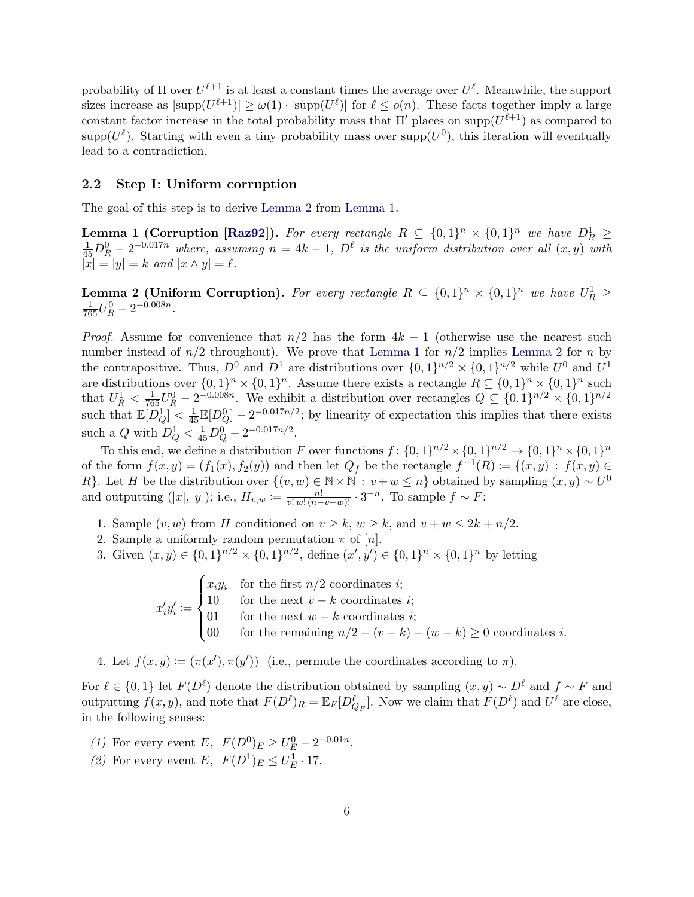probability of $\Pi$ over $U^{\ell+1}$ is at least a constant times the average over $U^{\ell}$. Meanwhile, the support sizes increase as $|\text{supp}(U^{\ell+1})| \geq \omega(1) \cdot |\text{supp}(U^{\ell})|$ for $\ell \leq o(n)$. These facts together imply a large constant factor increase in the total probability mass that $\Pi'$ places on $\text{supp}(U^{\ell+1})$ as compared to $\text{supp}(U^{\ell})$. Starting with even a tiny probability mass over $\text{supp}(U^0)$, this iteration will eventually lead to a contradiction.

## 2.2 Step I: Uniform corruption

The goal of this step is to derive Lemma 2 from Lemma 1.

**Lemma 1 (Corruption [Raz92]).** *For every rectangle $R \subseteq \{0,1\}^n \times \{0,1\}^n$ we have $D^1_R \geq \frac{1}{45} D^0_R - 2^{-0.017n}$ where, assuming $n = 4k-1$, $D^{\ell}$ is the uniform distribution over all $(x,y)$ with $|x| = |y| = k$ and $|x \wedge y| = \ell$.*

**Lemma 2 (Uniform Corruption).** *For every rectangle $R \subseteq \{0,1\}^n \times \{0,1\}^n$ we have $U^1_R \geq \frac{1}{765} U^0_R - 2^{-0.008n}$.*

*Proof.* Assume for convenience that $n/2$ has the form $4k-1$ (otherwise use the nearest such number instead of $n/2$ throughout). We prove that Lemma 1 for $n/2$ implies Lemma 2 for $n$ by the contrapositive. Thus, $D^0$ and $D^1$ are distributions over $\{0,1\}^{n/2} \times \{0,1\}^{n/2}$ while $U^0$ and $U^1$ are distributions over $\{0,1\}^n \times \{0,1\}^n$. Assume there exists a rectangle $R \subseteq \{0,1\}^n \times \{0,1\}^n$ such that $U^1_R < \frac{1}{765} U^0_R - 2^{-0.008n}$. We exhibit a distribution over rectangles $Q \subseteq \{0,1\}^{n/2} \times \{0,1\}^{n/2}$ such that $\mathbb{E}[D^1_Q] < \frac{1}{45} \mathbb{E}[D^0_Q] - 2^{-0.017n/2}$; by linearity of expectation this implies that there exists such a $Q$ with $D^1_Q < \frac{1}{45} D^0_Q - 2^{-0.017n/2}$.

To this end, we define a distribution $F$ over functions $f \colon \{0,1\}^{n/2} \times \{0,1\}^{n/2} \to \{0,1\}^n \times \{0,1\}^n$ of the form $f(x,y) = (f_1(x), f_2(y))$ and then let $Q_f$ be the rectangle $f^{-1}(R) := \{(x,y) : f(x,y) \in R\}$. Let $H$ be the distribution over $\{(v,w) \in \mathbb{N} \times \mathbb{N} : v + w \leq n\}$ obtained by sampling $(x,y) \sim U^0$ and outputting $(|x|,|y|)$; i.e., $H_{v,w} := \frac{n!}{v!\, w!\, (n-v-w)!} \cdot 3^{-n}$. To sample $f \sim F$:

1. Sample $(v,w)$ from $H$ conditioned on $v \geq k$, $w \geq k$, and $v + w \leq 2k + n/2$.
2. Sample a uniformly random permutation $\pi$ of $[n]$.
3. Given $(x,y) \in \{0,1\}^{n/2} \times \{0,1\}^{n/2}$, define $(x',y') \in \{0,1\}^n \times \{0,1\}^n$ by letting

$$x'_i y'_i := \begin{cases} x_i y_i & \text{for the first } n/2 \text{ coordinates } i; \\ 10 & \text{for the next } v-k \text{ coordinates } i; \\ 01 & \text{for the next } w-k \text{ coordinates } i; \\ 00 & \text{for the remaining } n/2 - (v-k) - (w-k) \geq 0 \text{ coordinates } i. \end{cases}$$

4. Let $f(x,y) := (\pi(x'), \pi(y'))$ (i.e., permute the coordinates according to $\pi$).

For $\ell \in \{0,1\}$ let $F(D^{\ell})$ denote the distribution obtained by sampling $(x,y) \sim D^{\ell}$ and $f \sim F$ and outputting $f(x,y)$, and note that $F(D^{\ell})_R = \mathbb{E}_F[D^{\ell}_{Q_F}]$. Now we claim that $F(D^{\ell})$ and $U^{\ell}$ are close, in the following senses:

*(1)* For every event $E$, $F(D^0)_E \geq U^0_E - 2^{-0.01n}$.

*(2)* For every event $E$, $F(D^1)_E \leq U^1_E \cdot 17$.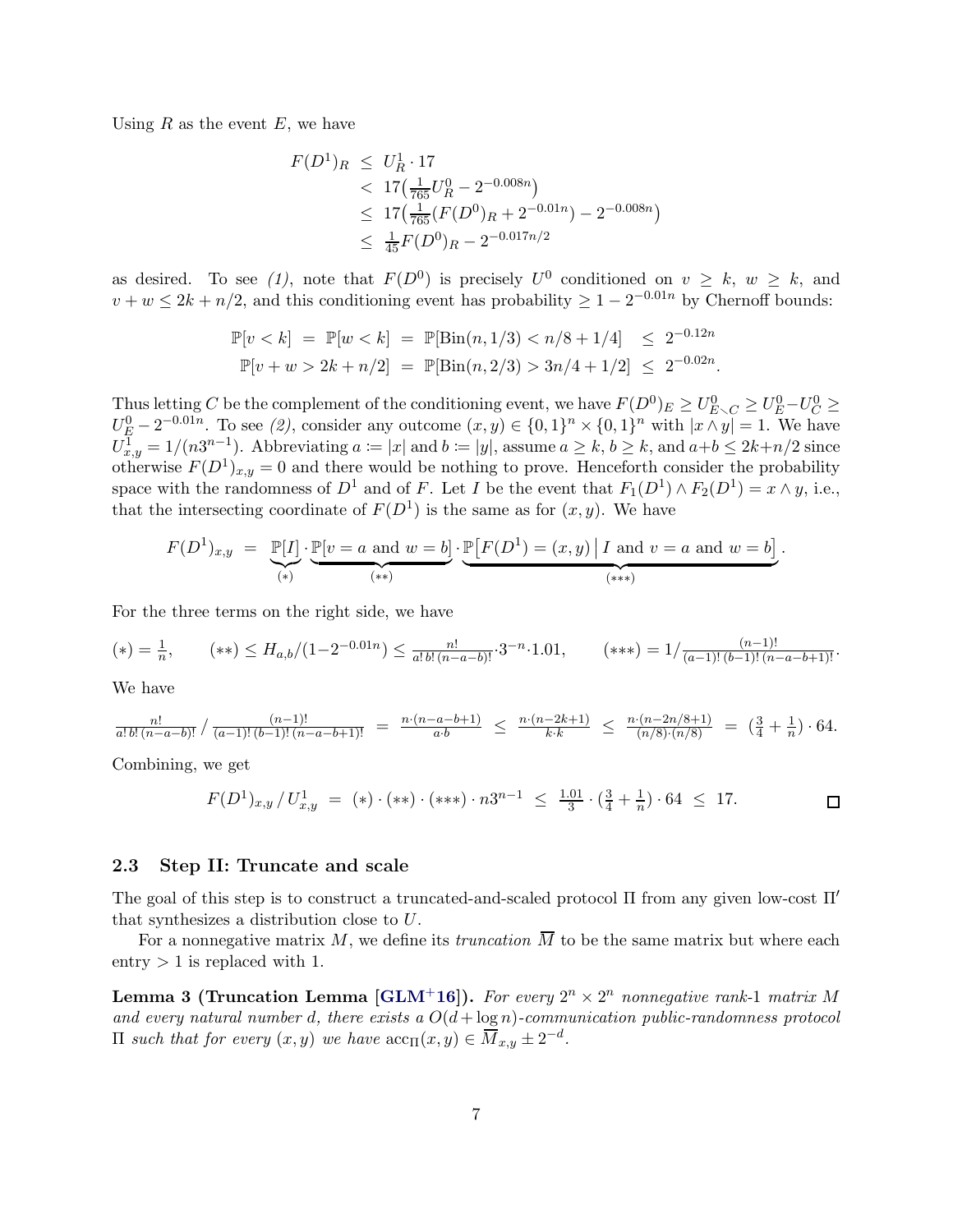Using $R$ as the event $E$, we have

$$
\begin{aligned}
F(D^1)_R &\leq U^1_R \cdot 17 \\
&< 17\big(\tfrac{1}{765}U^0_R - 2^{-0.008n}\big) \\
&\leq 17\big(\tfrac{1}{765}(F(D^0)_R + 2^{-0.01n}) - 2^{-0.008n}\big) \\
&\leq \tfrac{1}{45}F(D^0)_R - 2^{-0.017n/2}
\end{aligned}
$$

as desired. To see *(1)*, note that $F(D^0)$ is precisely $U^0$ conditioned on $v \geq k$, $w \geq k$, and $v + w \leq 2k + n/2$, and this conditioning event has probability $\geq 1 - 2^{-0.01n}$ by Chernoff bounds:

$$
\begin{aligned}
\mathbb{P}[v < k] \;=\; \mathbb{P}[w < k] &= \mathbb{P}[\mathrm{Bin}(n, 1/3) < n/8 + 1/4] \;\leq\; 2^{-0.12n} \\
\mathbb{P}[v + w > 2k + n/2] &= \mathbb{P}[\mathrm{Bin}(n, 2/3) > 3n/4 + 1/2] \;\leq\; 2^{-0.02n}.
\end{aligned}
$$

Thus letting $C$ be the complement of the conditioning event, we have $F(D^0)_E \geq U^0_{E \smallsetminus C} \geq U^0_E - U^0_C \geq U^0_E - 2^{-0.01n}$. To see *(2)*, consider any outcome $(x, y) \in \{0,1\}^n \times \{0,1\}^n$ with $|x \wedge y| = 1$. We have $U^1_{x,y} = 1/(n3^{n-1})$. Abbreviating $a \coloneqq |x|$ and $b \coloneqq |y|$, assume $a \geq k$, $b \geq k$, and $a + b \leq 2k + n/2$ since otherwise $F(D^1)_{x,y} = 0$ and there would be nothing to prove. Henceforth consider the probability space with the randomness of $D^1$ and of $F$. Let $I$ be the event that $F_1(D^1) \wedge F_2(D^1) = x \wedge y$, i.e., that the intersecting coordinate of $F(D^1)$ is the same as for $(x, y)$. We have

$$
F(D^1)_{x,y} \;=\; \underbrace{\mathbb{P}[I]}_{(*)} \cdot \underbrace{\mathbb{P}[v = a \text{ and } w = b]}_{(**)} \cdot \underbrace{\mathbb{P}\big[F(D^1) = (x, y) \,\big|\, I \text{ and } v = a \text{ and } w = b\big]}_{(***)}.
$$

For the three terms on the right side, we have

$$
(*) = \tfrac{1}{n}, \qquad (**) \leq H_{a,b}/(1 - 2^{-0.01n}) \leq \tfrac{n!}{a!\, b!\, (n-a-b)!} \cdot 3^{-n} \cdot 1.01, \qquad (***) = 1 \big/ \tfrac{(n-1)!}{(a-1)!\,(b-1)!\,(n-a-b+1)!}.
$$

We have

$$
\tfrac{n!}{a!\, b!\, (n-a-b)!} \Big/ \tfrac{(n-1)!}{(a-1)!\,(b-1)!\,(n-a-b+1)!} \;=\; \tfrac{n \cdot (n-a-b+1)}{a \cdot b} \;\leq\; \tfrac{n \cdot (n-2k+1)}{k \cdot k} \;\leq\; \tfrac{n \cdot (n-2n/8+1)}{(n/8) \cdot (n/8)} \;=\; \big(\tfrac{3}{4} + \tfrac{1}{n}\big) \cdot 64.
$$

Combining, we get

$$
F(D^1)_{x,y} \,/\, U^1_{x,y} \;=\; (*) \cdot (**) \cdot (***) \cdot n3^{n-1} \;\leq\; \tfrac{1.01}{3} \cdot \big(\tfrac{3}{4} + \tfrac{1}{n}\big) \cdot 64 \;\leq\; 17. \qquad \square
$$

### 2.3 Step II: Truncate and scale

The goal of this step is to construct a truncated-and-scaled protocol $\Pi$ from any given low-cost $\Pi'$ that synthesizes a distribution close to $U$.

For a nonnegative matrix $M$, we define its *truncation* $\overline{M}$ to be the same matrix but where each entry $> 1$ is replaced with 1.

**Lemma 3 (Truncation Lemma [GLM+16]).** *For every $2^n \times 2^n$ nonnegative rank-1 matrix $M$ and every natural number $d$, there exists a $O(d + \log n)$-communication public-randomness protocol $\Pi$ such that for every $(x, y)$ we have $\mathrm{acc}_\Pi(x, y) \in \overline{M}_{x,y} \pm 2^{-d}$.*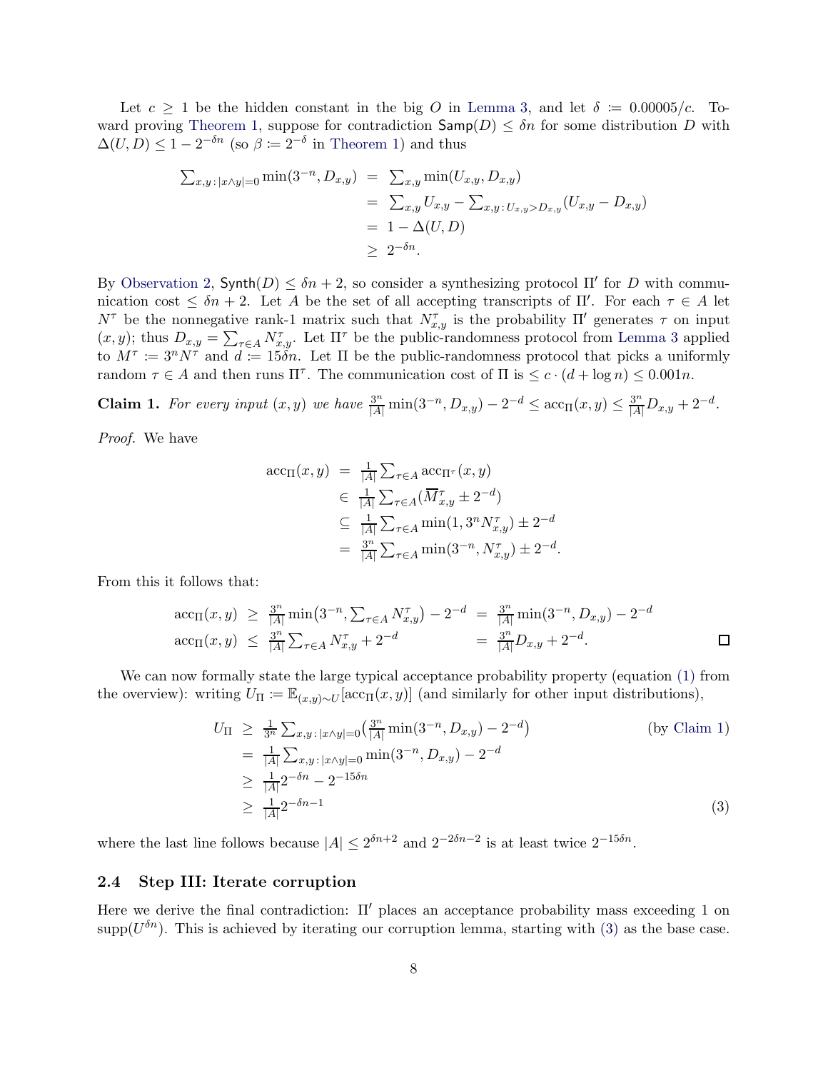Let $c \geq 1$ be the hidden constant in the big $O$ in Lemma 3, and let $\delta \coloneqq 0.00005/c$. Toward proving Theorem 1, suppose for contradiction $\mathsf{Samp}(D) \leq \delta n$ for some distribution $D$ with $\Delta(U, D) \leq 1 - 2^{-\delta n}$ (so $\beta \coloneqq 2^{-\delta}$ in Theorem 1) and thus

$$
\begin{aligned}
\textstyle\sum_{x,y\,:\,|x\wedge y|=0} \min(3^{-n}, D_{x,y}) &= \textstyle\sum_{x,y} \min(U_{x,y}, D_{x,y}) \\
&= \textstyle\sum_{x,y} U_{x,y} - \sum_{x,y\,:\,U_{x,y} > D_{x,y}} (U_{x,y} - D_{x,y}) \\
&= 1 - \Delta(U, D) \\
&\geq 2^{-\delta n}.
\end{aligned}
$$

By Observation 2, $\mathsf{Synth}(D) \leq \delta n + 2$, so consider a synthesizing protocol $\Pi'$ for $D$ with communication cost $\leq \delta n + 2$. Let $A$ be the set of all accepting transcripts of $\Pi'$. For each $\tau \in A$ let $N^\tau$ be the nonnegative rank-1 matrix such that $N^\tau_{x,y}$ is the probability $\Pi'$ generates $\tau$ on input $(x, y)$; thus $D_{x,y} = \sum_{\tau \in A} N^\tau_{x,y}$. Let $\Pi^\tau$ be the public-randomness protocol from Lemma 3 applied to $M^\tau \coloneqq 3^n N^\tau$ and $d \coloneqq 15\delta n$. Let $\Pi$ be the public-randomness protocol that picks a uniformly random $\tau \in A$ and then runs $\Pi^\tau$. The communication cost of $\Pi$ is $\leq c \cdot (d + \log n) \leq 0.001n$.

**Claim 1.** *For every input $(x, y)$ we have $\frac{3^n}{|A|} \min(3^{-n}, D_{x,y}) - 2^{-d} \leq \mathrm{acc}_\Pi(x, y) \leq \frac{3^n}{|A|} D_{x,y} + 2^{-d}$.*

*Proof.* We have

$$
\begin{aligned}
\mathrm{acc}_\Pi(x, y) &= \tfrac{1}{|A|} \textstyle\sum_{\tau \in A} \mathrm{acc}_{\Pi^\tau}(x, y) \\
&\in \tfrac{1}{|A|} \textstyle\sum_{\tau \in A} (\overline{M}^\tau_{x,y} \pm 2^{-d}) \\
&\subseteq \tfrac{1}{|A|} \textstyle\sum_{\tau \in A} \min(1, 3^n N^\tau_{x,y}) \pm 2^{-d} \\
&= \tfrac{3^n}{|A|} \textstyle\sum_{\tau \in A} \min(3^{-n}, N^\tau_{x,y}) \pm 2^{-d}.
\end{aligned}
$$

From this it follows that:

$$
\begin{aligned}
\mathrm{acc}_\Pi(x, y) &\geq \tfrac{3^n}{|A|} \min\bigl(3^{-n}, \textstyle\sum_{\tau \in A} N^\tau_{x,y}\bigr) - 2^{-d} &&= \tfrac{3^n}{|A|} \min(3^{-n}, D_{x,y}) - 2^{-d} \\
\mathrm{acc}_\Pi(x, y) &\leq \tfrac{3^n}{|A|} \textstyle\sum_{\tau \in A} N^\tau_{x,y} + 2^{-d} &&= \tfrac{3^n}{|A|} D_{x,y} + 2^{-d}.
\end{aligned}
$$

$\square$

We can now formally state the large typical acceptance probability property (equation (1) from the overview): writing $U_\Pi \coloneqq \mathbb{E}_{(x,y)\sim U}[\mathrm{acc}_\Pi(x, y)]$ (and similarly for other input distributions),

$$
\begin{aligned}
U_\Pi &\geq \tfrac{1}{3^n} \textstyle\sum_{x,y\,:\,|x\wedge y|=0} \bigl(\tfrac{3^n}{|A|} \min(3^{-n}, D_{x,y}) - 2^{-d}\bigr) && \text{(by Claim 1)} \\
&= \tfrac{1}{|A|} \textstyle\sum_{x,y\,:\,|x\wedge y|=0} \min(3^{-n}, D_{x,y}) - 2^{-d} \\
&\geq \tfrac{1}{|A|} 2^{-\delta n} - 2^{-15\delta n} \\
&\geq \tfrac{1}{|A|} 2^{-\delta n - 1} && (3)
\end{aligned}
$$

where the last line follows because $|A| \leq 2^{\delta n + 2}$ and $2^{-2\delta n - 2}$ is at least twice $2^{-15\delta n}$.

### 2.4 Step III: Iterate corruption

Here we derive the final contradiction: $\Pi'$ places an acceptance probability mass exceeding 1 on $\mathrm{supp}(U^{\delta n})$. This is achieved by iterating our corruption lemma, starting with (3) as the base case.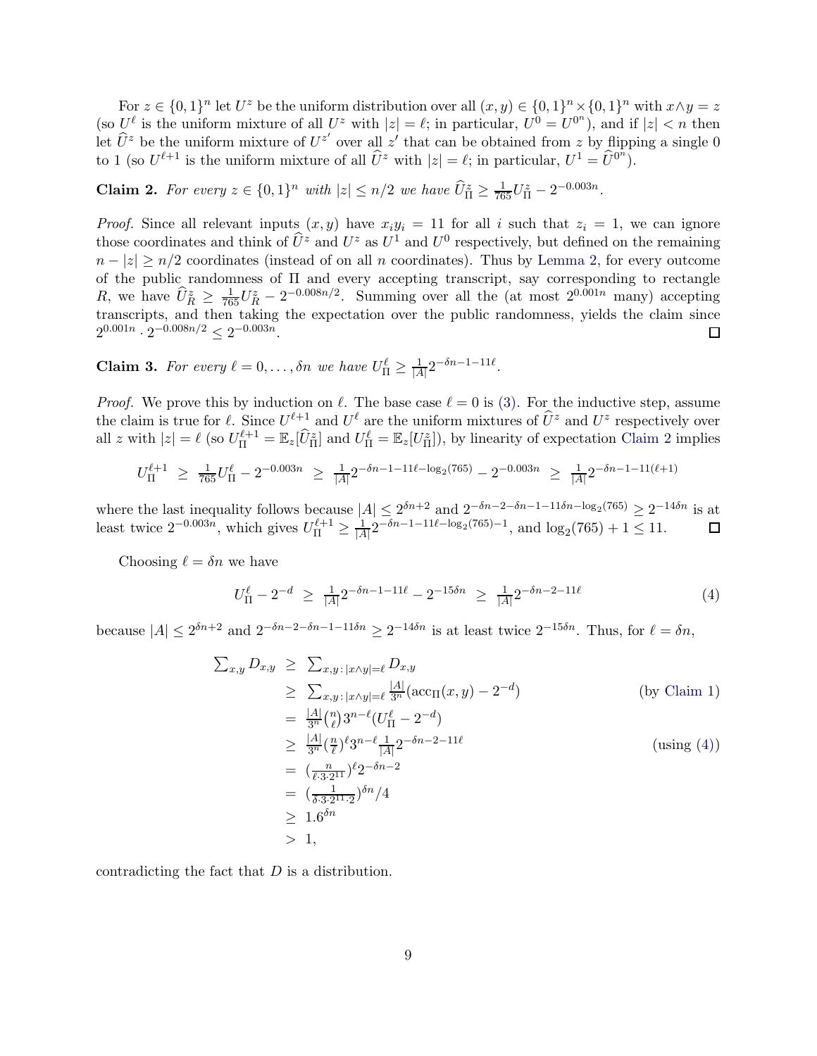For $z \in \{0,1\}^n$ let $U^z$ be the uniform distribution over all $(x,y) \in \{0,1\}^n \times \{0,1\}^n$ with $x \wedge y = z$ (so $U^\ell$ is the uniform mixture of all $U^z$ with $|z| = \ell$; in particular, $U^0 = U^{0^n}$), and if $|z| < n$ then let $\widehat{U}^z$ be the uniform mixture of $U^{z'}$ over all $z'$ that can be obtained from $z$ by flipping a single 0 to 1 (so $U^{\ell+1}$ is the uniform mixture of all $\widehat{U}^z$ with $|z| = \ell$; in particular, $U^1 = \widehat{U}^{0^n}$).

**Claim 2.** *For every $z \in \{0,1\}^n$ with $|z| \le n/2$ we have $\widehat{U}^z_\Pi \ge \frac{1}{765} U^z_\Pi - 2^{-0.003n}$.*

*Proof.* Since all relevant inputs $(x,y)$ have $x_i y_i = 11$ for all $i$ such that $z_i = 1$, we can ignore those coordinates and think of $\widehat{U}^z$ and $U^z$ as $U^1$ and $U^0$ respectively, but defined on the remaining $n - |z| \ge n/2$ coordinates (instead of on all $n$ coordinates). Thus by Lemma 2, for every outcome of the public randomness of $\Pi$ and every accepting transcript, say corresponding to rectangle $R$, we have $\widehat{U}^z_R \ge \frac{1}{765} U^z_R - 2^{-0.008n/2}$. Summing over all the (at most $2^{0.001n}$ many) accepting transcripts, and then taking the expectation over the public randomness, yields the claim since $2^{0.001n} \cdot 2^{-0.008n/2} \le 2^{-0.003n}$. □

**Claim 3.** *For every $\ell = 0, \ldots, \delta n$ we have $U^\ell_\Pi \ge \frac{1}{|A|} 2^{-\delta n - 1 - 11\ell}$.*

*Proof.* We prove this by induction on $\ell$. The base case $\ell = 0$ is (3). For the inductive step, assume the claim is true for $\ell$. Since $U^{\ell+1}$ and $U^\ell$ are the uniform mixtures of $\widehat{U}^z$ and $U^z$ respectively over all $z$ with $|z| = \ell$ (so $U^{\ell+1}_\Pi = \mathbb{E}_z[\widehat{U}^z_\Pi]$ and $U^\ell_\Pi = \mathbb{E}_z[U^z_\Pi]$), by linearity of expectation Claim 2 implies

$$U^{\ell+1}_\Pi \;\ge\; \tfrac{1}{765} U^\ell_\Pi - 2^{-0.003n} \;\ge\; \tfrac{1}{|A|} 2^{-\delta n - 1 - 11\ell - \log_2(765)} - 2^{-0.003n} \;\ge\; \tfrac{1}{|A|} 2^{-\delta n - 1 - 11(\ell+1)}$$

where the last inequality follows because $|A| \le 2^{\delta n + 2}$ and $2^{-\delta n - 2 - \delta n - 1 - 11\delta n - \log_2(765)} \ge 2^{-14\delta n}$ is at least twice $2^{-0.003n}$, which gives $U^{\ell+1}_\Pi \ge \frac{1}{|A|} 2^{-\delta n - 1 - 11\ell - \log_2(765) - 1}$, and $\log_2(765) + 1 \le 11$. □

Choosing $\ell = \delta n$ we have

$$U^\ell_\Pi - 2^{-d} \;\ge\; \tfrac{1}{|A|} 2^{-\delta n - 1 - 11\ell} - 2^{-15\delta n} \;\ge\; \tfrac{1}{|A|} 2^{-\delta n - 2 - 11\ell} \tag{4}$$

because $|A| \le 2^{\delta n + 2}$ and $2^{-\delta n - 2 - \delta n - 1 - 11\delta n} \ge 2^{-14\delta n}$ is at least twice $2^{-15\delta n}$. Thus, for $\ell = \delta n$,

$$\begin{aligned}
\textstyle\sum_{x,y} D_{x,y} \;&\ge\; \textstyle\sum_{x,y\,:\,|x\wedge y| = \ell} D_{x,y} \\
&\ge\; \textstyle\sum_{x,y\,:\,|x\wedge y| = \ell} \frac{|A|}{3^n}(\mathrm{acc}_\Pi(x,y) - 2^{-d}) && \text{(by Claim 1)} \\
&=\; \tfrac{|A|}{3^n}\tbinom{n}{\ell} 3^{n-\ell}(U^\ell_\Pi - 2^{-d}) \\
&\ge\; \tfrac{|A|}{3^n}(\tfrac{n}{\ell})^\ell 3^{n-\ell} \tfrac{1}{|A|} 2^{-\delta n - 2 - 11\ell} && \text{(using (4))} \\
&=\; (\tfrac{n}{\ell \cdot 3 \cdot 2^{11}})^\ell 2^{-\delta n - 2} \\
&=\; (\tfrac{1}{\delta \cdot 3 \cdot 2^{11} \cdot 2})^{\delta n}/4 \\
&\ge\; 1.6^{\delta n} \\
&>\; 1,
\end{aligned}$$

contradicting the fact that $D$ is a distribution.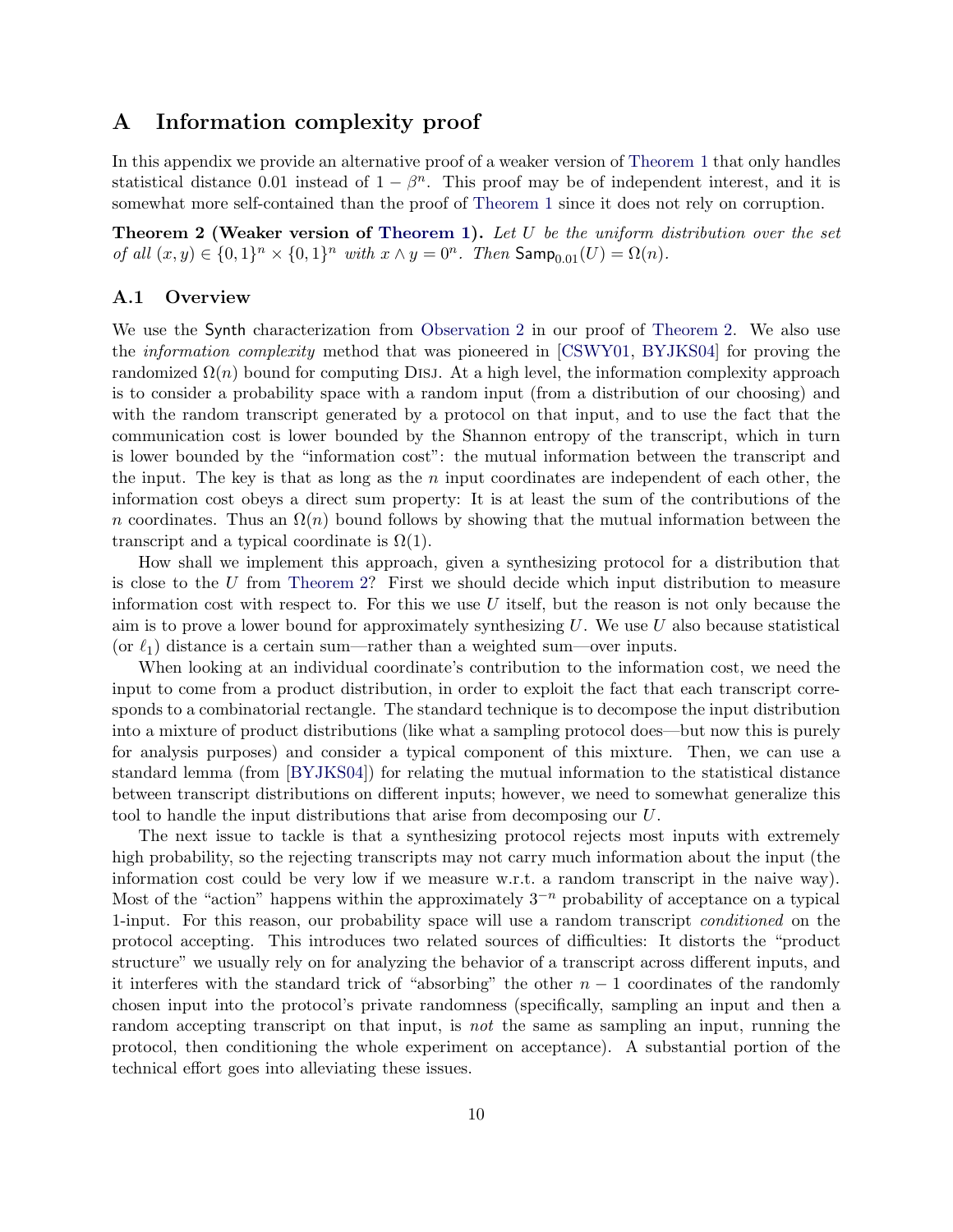# A Information complexity proof

In this appendix we provide an alternative proof of a weaker version of Theorem 1 that only handles statistical distance 0.01 instead of $1 - \beta^n$. This proof may be of independent interest, and it is somewhat more self-contained than the proof of Theorem 1 since it does not rely on corruption.

**Theorem 2 (Weaker version of Theorem 1).** *Let $U$ be the uniform distribution over the set of all $(x, y) \in \{0,1\}^n \times \{0,1\}^n$ with $x \wedge y = 0^n$. Then $\mathsf{Samp}_{0.01}(U) = \Omega(n)$.*

## A.1 Overview

We use the Synth characterization from Observation 2 in our proof of Theorem 2. We also use the *information complexity* method that was pioneered in [CSWY01, BYJKS04] for proving the randomized $\Omega(n)$ bound for computing Disj. At a high level, the information complexity approach is to consider a probability space with a random input (from a distribution of our choosing) and with the random transcript generated by a protocol on that input, and to use the fact that the communication cost is lower bounded by the Shannon entropy of the transcript, which in turn is lower bounded by the "information cost": the mutual information between the transcript and the input. The key is that as long as the $n$ input coordinates are independent of each other, the information cost obeys a direct sum property: It is at least the sum of the contributions of the $n$ coordinates. Thus an $\Omega(n)$ bound follows by showing that the mutual information between the transcript and a typical coordinate is $\Omega(1)$.

How shall we implement this approach, given a synthesizing protocol for a distribution that is close to the $U$ from Theorem 2? First we should decide which input distribution to measure information cost with respect to. For this we use $U$ itself, but the reason is not only because the aim is to prove a lower bound for approximately synthesizing $U$. We use $U$ also because statistical (or $\ell_1$) distance is a certain sum—rather than a weighted sum—over inputs.

When looking at an individual coordinate's contribution to the information cost, we need the input to come from a product distribution, in order to exploit the fact that each transcript corresponds to a combinatorial rectangle. The standard technique is to decompose the input distribution into a mixture of product distributions (like what a sampling protocol does—but now this is purely for analysis purposes) and consider a typical component of this mixture. Then, we can use a standard lemma (from [BYJKS04]) for relating the mutual information to the statistical distance between transcript distributions on different inputs; however, we need to somewhat generalize this tool to handle the input distributions that arise from decomposing our $U$.

The next issue to tackle is that a synthesizing protocol rejects most inputs with extremely high probability, so the rejecting transcripts may not carry much information about the input (the information cost could be very low if we measure w.r.t. a random transcript in the naive way). Most of the "action" happens within the approximately $3^{-n}$ probability of acceptance on a typical 1-input. For this reason, our probability space will use a random transcript *conditioned* on the protocol accepting. This introduces two related sources of difficulties: It distorts the "product structure" we usually rely on for analyzing the behavior of a transcript across different inputs, and it interferes with the standard trick of "absorbing" the other $n - 1$ coordinates of the randomly chosen input into the protocol's private randomness (specifically, sampling an input and then a random accepting transcript on that input, is *not* the same as sampling an input, running the protocol, then conditioning the whole experiment on acceptance). A substantial portion of the technical effort goes into alleviating these issues.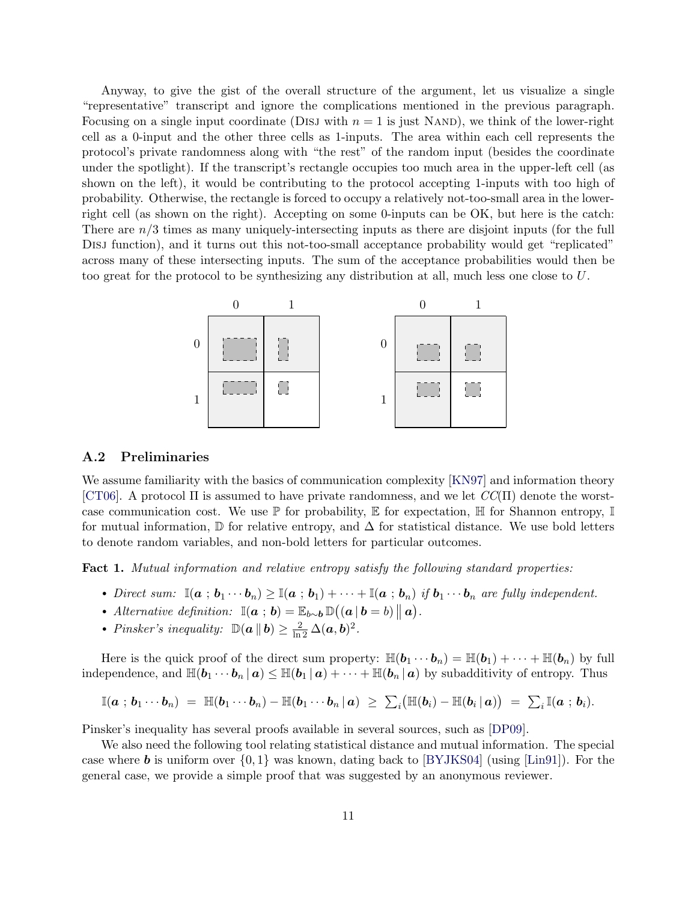Anyway, to give the gist of the overall structure of the argument, let us visualize a single "representative" transcript and ignore the complications mentioned in the previous paragraph. Focusing on a single input coordinate (Disj with $n = 1$ is just Nand), we think of the lower-right cell as a 0-input and the other three cells as 1-inputs. The area within each cell represents the protocol's private randomness along with "the rest" of the random input (besides the coordinate under the spotlight). If the transcript's rectangle occupies too much area in the upper-left cell (as shown on the left), it would be contributing to the protocol accepting 1-inputs with too high of probability. Otherwise, the rectangle is forced to occupy a relatively not-too-small area in the lower-right cell (as shown on the right). Accepting on some 0-inputs can be OK, but here is the catch: There are $n/3$ times as many uniquely-intersecting inputs as there are disjoint inputs (for the full Disj function), and it turns out this not-too-small acceptance probability would get "replicated" across many of these intersecting inputs. The sum of the acceptance probabilities would then be too great for the protocol to be synthesizing any distribution at all, much less one close to $U$.

## A.2 Preliminaries

We assume familiarity with the basics of communication complexity [KN97] and information theory [CT06]. A protocol $\Pi$ is assumed to have private randomness, and we let $CC(\Pi)$ denote the worst-case communication cost. We use $\mathbb{P}$ for probability, $\mathbb{E}$ for expectation, $\mathbb{H}$ for Shannon entropy, $\mathbb{I}$ for mutual information, $\mathbb{D}$ for relative entropy, and $\Delta$ for statistical distance. We use bold letters to denote random variables, and non-bold letters for particular outcomes.

**Fact 1.** *Mutual information and relative entropy satisfy the following standard properties:*

- *Direct sum:* $\mathbb{I}(\boldsymbol{a}\,;\,\boldsymbol{b}_1 \cdots \boldsymbol{b}_n) \geq \mathbb{I}(\boldsymbol{a}\,;\,\boldsymbol{b}_1) + \cdots + \mathbb{I}(\boldsymbol{a}\,;\,\boldsymbol{b}_n)$ *if* $\boldsymbol{b}_1 \cdots \boldsymbol{b}_n$ *are fully independent.*
- *Alternative definition:* $\mathbb{I}(\boldsymbol{a}\,;\,\boldsymbol{b}) = \mathbb{E}_{b\sim\boldsymbol{b}}\,\mathbb{D}\big((\boldsymbol{a} \,|\, \boldsymbol{b} = b) \,\big\|\, \boldsymbol{a}\big)$.
- *Pinsker's inequality:* $\mathbb{D}(\boldsymbol{a} \,\|\, \boldsymbol{b}) \geq \frac{2}{\ln 2}\,\Delta(\boldsymbol{a}, \boldsymbol{b})^2$.

Here is the quick proof of the direct sum property: $\mathbb{H}(\boldsymbol{b}_1 \cdots \boldsymbol{b}_n) = \mathbb{H}(\boldsymbol{b}_1) + \cdots + \mathbb{H}(\boldsymbol{b}_n)$ by full independence, and $\mathbb{H}(\boldsymbol{b}_1 \cdots \boldsymbol{b}_n \,|\, \boldsymbol{a}) \leq \mathbb{H}(\boldsymbol{b}_1 \,|\, \boldsymbol{a}) + \cdots + \mathbb{H}(\boldsymbol{b}_n \,|\, \boldsymbol{a})$ by subadditivity of entropy. Thus

$$\mathbb{I}(\boldsymbol{a}\,;\,\boldsymbol{b}_1 \cdots \boldsymbol{b}_n) \;=\; \mathbb{H}(\boldsymbol{b}_1 \cdots \boldsymbol{b}_n) - \mathbb{H}(\boldsymbol{b}_1 \cdots \boldsymbol{b}_n \,|\, \boldsymbol{a}) \;\geq\; \textstyle\sum_i \big(\mathbb{H}(\boldsymbol{b}_i) - \mathbb{H}(\boldsymbol{b}_i \,|\, \boldsymbol{a})\big) \;=\; \sum_i \mathbb{I}(\boldsymbol{a}\,;\,\boldsymbol{b}_i).$$

Pinsker's inequality has several proofs available in several sources, such as [DP09].

We also need the following tool relating statistical distance and mutual information. The special case where $\boldsymbol{b}$ is uniform over $\{0, 1\}$ was known, dating back to [BYJKS04] (using [Lin91]). For the general case, we provide a simple proof that was suggested by an anonymous reviewer.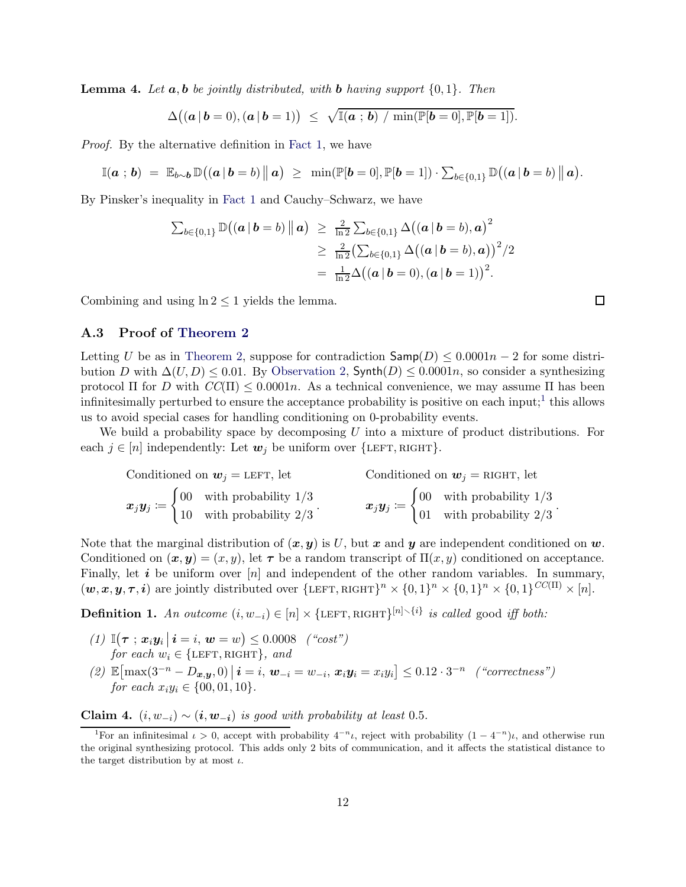**Lemma 4.** *Let $\boldsymbol{a}, \boldsymbol{b}$ be jointly distributed, with $\boldsymbol{b}$ having support $\{0,1\}$. Then*

$$\Delta\big((\boldsymbol{a} \,|\, \boldsymbol{b}=0), (\boldsymbol{a} \,|\, \boldsymbol{b}=1)\big) \;\leq\; \sqrt{\mathbb{I}(\boldsymbol{a} \,;\, \boldsymbol{b}) \,/\, \min(\mathbb{P}[\boldsymbol{b}=0], \mathbb{P}[\boldsymbol{b}=1])}.$$

*Proof.* By the alternative definition in Fact 1, we have

$$\mathbb{I}(\boldsymbol{a} \,;\, \boldsymbol{b}) \;=\; \mathbb{E}_{b\sim\boldsymbol{b}}\,\mathbb{D}\big((\boldsymbol{a} \,|\, \boldsymbol{b}=b) \,\big\|\, \boldsymbol{a}\big) \;\geq\; \min(\mathbb{P}[\boldsymbol{b}=0], \mathbb{P}[\boldsymbol{b}=1]) \cdot \textstyle\sum_{b\in\{0,1\}} \mathbb{D}\big((\boldsymbol{a} \,|\, \boldsymbol{b}=b) \,\big\|\, \boldsymbol{a}\big).$$

By Pinsker's inequality in Fact 1 and Cauchy–Schwarz, we have

$$\begin{aligned}
\textstyle\sum_{b\in\{0,1\}} \mathbb{D}\big((\boldsymbol{a} \,|\, \boldsymbol{b}=b) \,\big\|\, \boldsymbol{a}\big) \;&\geq\; \tfrac{2}{\ln 2}\textstyle\sum_{b\in\{0,1\}} \Delta\big((\boldsymbol{a} \,|\, \boldsymbol{b}=b), \boldsymbol{a}\big)^2 \\
&\geq\; \tfrac{2}{\ln 2}\big(\textstyle\sum_{b\in\{0,1\}} \Delta\big((\boldsymbol{a} \,|\, \boldsymbol{b}=b), \boldsymbol{a}\big)\big)^2/2 \\
&=\; \tfrac{1}{\ln 2}\Delta\big((\boldsymbol{a} \,|\, \boldsymbol{b}=0), (\boldsymbol{a} \,|\, \boldsymbol{b}=1)\big)^2.
\end{aligned}$$

Combining and using $\ln 2 \leq 1$ yields the lemma. $\square$

### A.3 Proof of Theorem 2

Letting $U$ be as in Theorem 2, suppose for contradiction $\mathsf{Samp}(D) \leq 0.0001n - 2$ for some distribution $D$ with $\Delta(U, D) \leq 0.01$. By Observation 2, $\mathsf{Synth}(D) \leq 0.0001n$, so consider a synthesizing protocol $\Pi$ for $D$ with $CC(\Pi) \leq 0.0001n$. As a technical convenience, we may assume $\Pi$ has been infinitesimally perturbed to ensure the acceptance probability is positive on each input;[1] this allows us to avoid special cases for handling conditioning on 0-probability events.

We build a probability space by decomposing $U$ into a mixture of product distributions. For each $j \in [n]$ independently: Let $\boldsymbol{w}_j$ be uniform over $\{\text{LEFT}, \text{RIGHT}\}$.

Conditioned on $\boldsymbol{w}_j = \text{LEFT}$, let
$$\boldsymbol{x}_j\boldsymbol{y}_j \coloneqq \begin{cases} 00 & \text{with probability } 1/3 \\ 10 & \text{with probability } 2/3 \end{cases}.$$

Conditioned on $\boldsymbol{w}_j = \text{RIGHT}$, let
$$\boldsymbol{x}_j\boldsymbol{y}_j \coloneqq \begin{cases} 00 & \text{with probability } 1/3 \\ 01 & \text{with probability } 2/3 \end{cases}.$$

Note that the marginal distribution of $(\boldsymbol{x}, \boldsymbol{y})$ is $U$, but $\boldsymbol{x}$ and $\boldsymbol{y}$ are independent conditioned on $\boldsymbol{w}$. Conditioned on $(\boldsymbol{x}, \boldsymbol{y}) = (x, y)$, let $\boldsymbol{\tau}$ be a random transcript of $\Pi(x, y)$ conditioned on acceptance. Finally, let $\boldsymbol{i}$ be uniform over $[n]$ and independent of the other random variables. In summary, $(\boldsymbol{w}, \boldsymbol{x}, \boldsymbol{y}, \boldsymbol{\tau}, \boldsymbol{i})$ are jointly distributed over $\{\text{LEFT}, \text{RIGHT}\}^n \times \{0,1\}^n \times \{0,1\}^n \times \{0,1\}^{CC(\Pi)} \times [n]$.

**Definition 1.** *An outcome $(i, w_{-i}) \in [n] \times \{\text{LEFT}, \text{RIGHT}\}^{[n]\smallsetminus\{i\}}$ is called* good *iff both:*

*(1) $\mathbb{I}\big(\boldsymbol{\tau} \,;\, \boldsymbol{x}_i\boldsymbol{y}_i \,\big|\, \boldsymbol{i}=i,\, \boldsymbol{w}=w\big) \leq 0.0008$ ("cost") for each $w_i \in \{\text{LEFT}, \text{RIGHT}\}$, and*

*(2) $\mathbb{E}\big[\max(3^{-n} - D_{\boldsymbol{x},\boldsymbol{y}}, 0) \,\big|\, \boldsymbol{i}=i,\, \boldsymbol{w}_{-i}=w_{-i},\, \boldsymbol{x}_i\boldsymbol{y}_i = x_iy_i\big] \leq 0.12 \cdot 3^{-n}$ ("correctness") for each $x_iy_i \in \{00, 01, 10\}$.*

**Claim 4.** *$(i, w_{-i}) \sim (\boldsymbol{i}, \boldsymbol{w}_{-\boldsymbol{i}})$ is good with probability at least 0.5.*

---

[1] For an infinitesimal $\iota > 0$, accept with probability $4^{-n}\iota$, reject with probability $(1-4^{-n})\iota$, and otherwise run the original synthesizing protocol. This adds only 2 bits of communication, and it affects the statistical distance to the target distribution by at most $\iota$.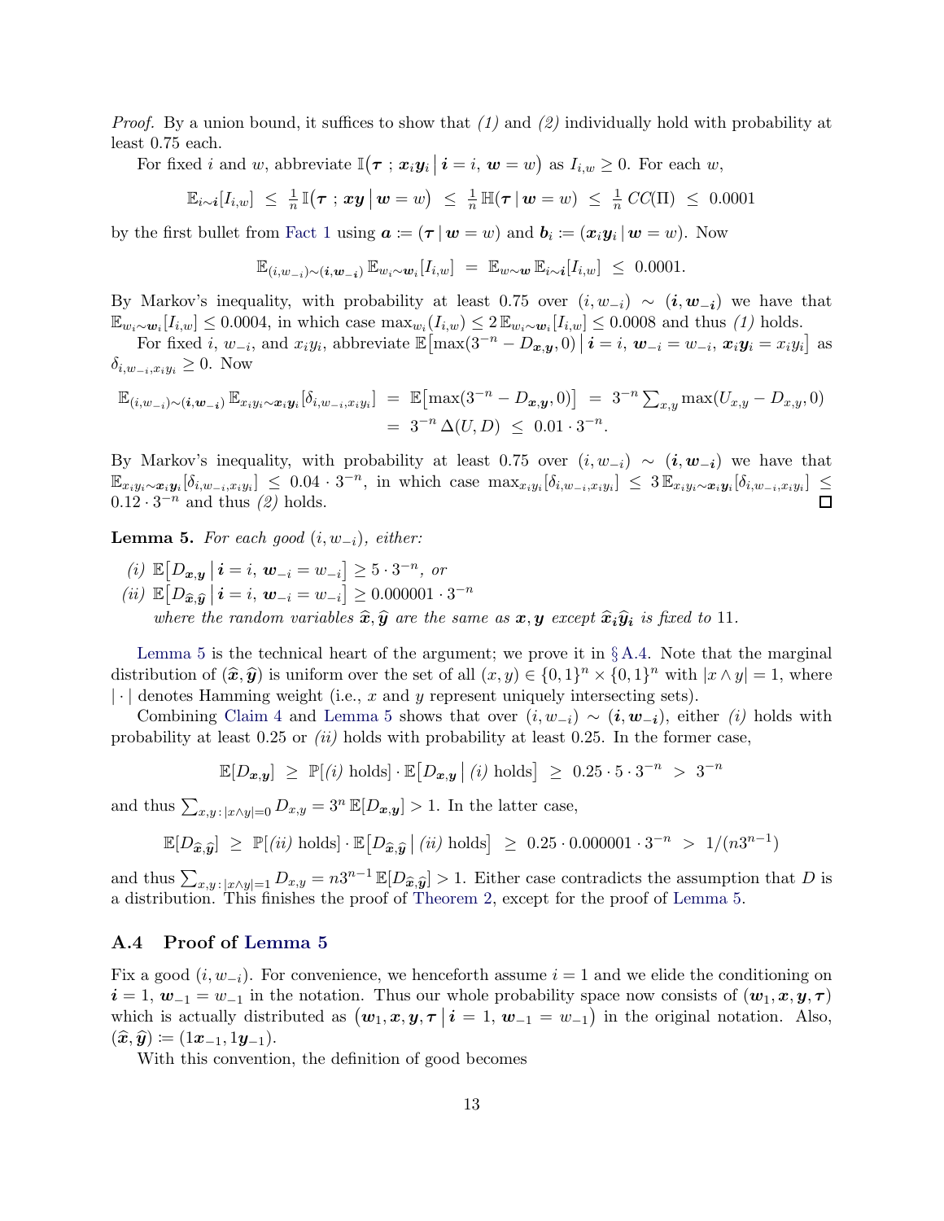*Proof.* By a union bound, it suffices to show that *(1)* and *(2)* individually hold with probability at least 0.75 each.

For fixed $i$ and $w$, abbreviate $\mathbb{I}(\boldsymbol{\tau}\ ;\ \boldsymbol{x}_i\boldsymbol{y}_i \,|\, \boldsymbol{i}=i,\ \boldsymbol{w}=w)$ as $I_{i,w} \geq 0$. For each $w$,

$$\mathbb{E}_{i\sim\boldsymbol{i}}[I_{i,w}] \ \leq\ \tfrac{1}{n}\,\mathbb{I}(\boldsymbol{\tau}\ ;\ \boldsymbol{xy}\,|\,\boldsymbol{w}=w) \ \leq\ \tfrac{1}{n}\,\mathbb{H}(\boldsymbol{\tau}\,|\,\boldsymbol{w}=w) \ \leq\ \tfrac{1}{n}\,CC(\Pi) \ \leq\ 0.0001$$

by the first bullet from Fact 1 using $\boldsymbol{a} := (\boldsymbol{\tau}\,|\,\boldsymbol{w}=w)$ and $\boldsymbol{b}_i := (\boldsymbol{x}_i\boldsymbol{y}_i\,|\,\boldsymbol{w}=w)$. Now

$$\mathbb{E}_{(i,w_{-i})\sim(\boldsymbol{i},\boldsymbol{w}_{-\boldsymbol{i}})}\,\mathbb{E}_{w_i\sim\boldsymbol{w}_i}[I_{i,w}] \ =\ \mathbb{E}_{w\sim\boldsymbol{w}}\,\mathbb{E}_{i\sim\boldsymbol{i}}[I_{i,w}] \ \leq\ 0.0001.$$

By Markov's inequality, with probability at least 0.75 over $(i,w_{-i}) \sim (\boldsymbol{i},\boldsymbol{w}_{-\boldsymbol{i}})$ we have that $\mathbb{E}_{w_i\sim\boldsymbol{w}_i}[I_{i,w}] \leq 0.0004$, in which case $\max_{w_i}(I_{i,w}) \leq 2\,\mathbb{E}_{w_i\sim\boldsymbol{w}_i}[I_{i,w}] \leq 0.0008$ and thus *(1)* holds.

For fixed $i$, $w_{-i}$, and $x_iy_i$, abbreviate $\mathbb{E}\big[\max(3^{-n}-D_{\boldsymbol{x},\boldsymbol{y}},0)\,\big|\,\boldsymbol{i}=i,\ \boldsymbol{w}_{-i}=w_{-i},\ \boldsymbol{x}_i\boldsymbol{y}_i=x_iy_i\big]$ as $\delta_{i,w_{-i},x_iy_i} \geq 0$. Now

$$\begin{aligned}\mathbb{E}_{(i,w_{-i})\sim(\boldsymbol{i},\boldsymbol{w}_{-\boldsymbol{i}})}\,\mathbb{E}_{x_iy_i\sim\boldsymbol{x}_i\boldsymbol{y}_i}[\delta_{i,w_{-i},x_iy_i}] \ &=\ \mathbb{E}\big[\max(3^{-n}-D_{\boldsymbol{x},\boldsymbol{y}},0)\big] \ =\ 3^{-n}\textstyle\sum_{x,y}\max(U_{x,y}-D_{x,y},0)\\ &=\ 3^{-n}\,\Delta(U,D) \ \leq\ 0.01\cdot 3^{-n}.\end{aligned}$$

By Markov's inequality, with probability at least 0.75 over $(i,w_{-i}) \sim (\boldsymbol{i},\boldsymbol{w}_{-\boldsymbol{i}})$ we have that $\mathbb{E}_{x_iy_i\sim\boldsymbol{x}_i\boldsymbol{y}_i}[\delta_{i,w_{-i},x_iy_i}] \leq 0.04\cdot 3^{-n}$, in which case $\max_{x_iy_i}[\delta_{i,w_{-i},x_iy_i}] \leq 3\,\mathbb{E}_{x_iy_i\sim\boldsymbol{x}_i\boldsymbol{y}_i}[\delta_{i,w_{-i},x_iy_i}] \leq 0.12\cdot 3^{-n}$ and thus *(2)* holds. ∎

**Lemma 5.** *For each good $(i,w_{-i})$, either:*

*(i)* $\mathbb{E}\big[D_{\boldsymbol{x},\boldsymbol{y}}\,\big|\,\boldsymbol{i}=i,\ \boldsymbol{w}_{-i}=w_{-i}\big] \geq 5\cdot 3^{-n}$, *or*

*(ii)* $\mathbb{E}\big[D_{\widehat{\boldsymbol{x}},\widehat{\boldsymbol{y}}}\,\big|\,\boldsymbol{i}=i,\ \boldsymbol{w}_{-i}=w_{-i}\big] \geq 0.000001\cdot 3^{-n}$

*where the random variables $\widehat{\boldsymbol{x}},\widehat{\boldsymbol{y}}$ are the same as $\boldsymbol{x},\boldsymbol{y}$ except $\widehat{\boldsymbol{x}}_{\boldsymbol{i}}\widehat{\boldsymbol{y}}_{\boldsymbol{i}}$ is fixed to* 11.

Lemma 5 is the technical heart of the argument; we prove it in §A.4. Note that the marginal distribution of $(\widehat{\boldsymbol{x}},\widehat{\boldsymbol{y}})$ is uniform over the set of all $(x,y) \in \{0,1\}^n \times \{0,1\}^n$ with $|x \wedge y| = 1$, where $|\cdot|$ denotes Hamming weight (i.e., $x$ and $y$ represent uniquely intersecting sets).

Combining Claim 4 and Lemma 5 shows that over $(i,w_{-i}) \sim (\boldsymbol{i},\boldsymbol{w}_{-\boldsymbol{i}})$, either *(i)* holds with probability at least 0.25 or *(ii)* holds with probability at least 0.25. In the former case,

$$\mathbb{E}[D_{\boldsymbol{x},\boldsymbol{y}}] \ \geq\ \mathbb{P}[\textit{(i)}\text{ holds}]\cdot\mathbb{E}\big[D_{\boldsymbol{x},\boldsymbol{y}}\,\big|\,\textit{(i)}\text{ holds}\big] \ \geq\ 0.25\cdot 5\cdot 3^{-n} \ >\ 3^{-n}$$

and thus $\sum_{x,y\,:\,|x\wedge y|=0} D_{x,y} = 3^n\,\mathbb{E}[D_{\boldsymbol{x},\boldsymbol{y}}] > 1$. In the latter case,

$$\mathbb{E}[D_{\widehat{\boldsymbol{x}},\widehat{\boldsymbol{y}}}] \ \geq\ \mathbb{P}[\textit{(ii)}\text{ holds}]\cdot\mathbb{E}\big[D_{\widehat{\boldsymbol{x}},\widehat{\boldsymbol{y}}}\,\big|\,\textit{(ii)}\text{ holds}\big] \ \geq\ 0.25\cdot 0.000001\cdot 3^{-n} \ >\ 1/(n3^{n-1})$$

and thus $\sum_{x,y\,:\,|x\wedge y|=1} D_{x,y} = n3^{n-1}\,\mathbb{E}[D_{\widehat{\boldsymbol{x}},\widehat{\boldsymbol{y}}}] > 1$. Either case contradicts the assumption that $D$ is a distribution. This finishes the proof of Theorem 2, except for the proof of Lemma 5.

## A.4 Proof of Lemma 5

Fix a good $(i,w_{-i})$. For convenience, we henceforth assume $i=1$ and we elide the conditioning on $\boldsymbol{i}=1,\ \boldsymbol{w}_{-1}=w_{-1}$ in the notation. Thus our whole probability space now consists of $(\boldsymbol{w}_1,\boldsymbol{x},\boldsymbol{y},\boldsymbol{\tau})$ which is actually distributed as $\big(\boldsymbol{w}_1,\boldsymbol{x},\boldsymbol{y},\boldsymbol{\tau}\,\big|\,\boldsymbol{i}=1,\ \boldsymbol{w}_{-1}=w_{-1}\big)$ in the original notation. Also, $(\widehat{\boldsymbol{x}},\widehat{\boldsymbol{y}}) := (1\boldsymbol{x}_{-1}, 1\boldsymbol{y}_{-1})$.

With this convention, the definition of good becomes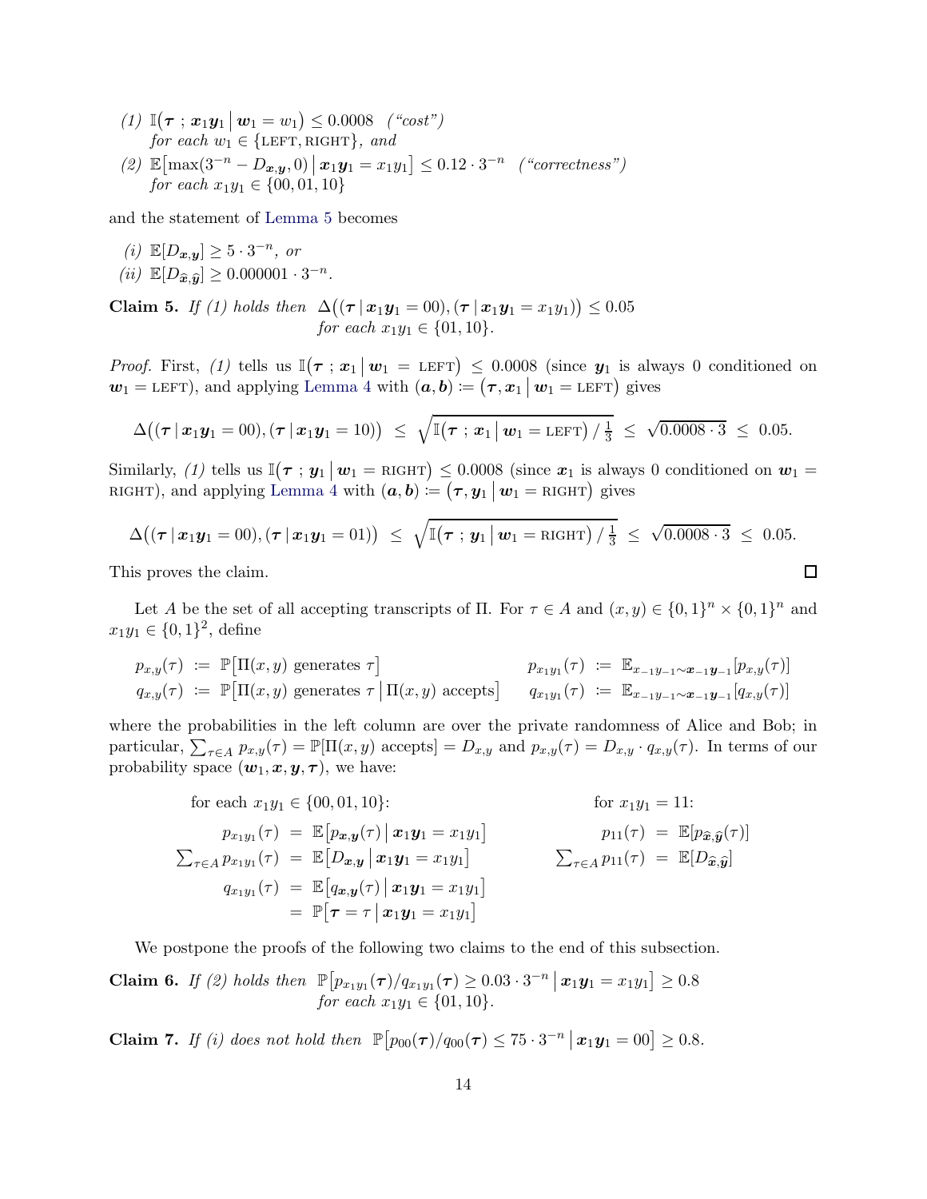*(1)* $\mathbb{I}(\boldsymbol{\tau} \,;\, \boldsymbol{x}_1\boldsymbol{y}_1 \,|\, \boldsymbol{w}_1 = w_1) \leq 0.0008$ *("cost")*
*for each* $w_1 \in \{\text{LEFT}, \text{RIGHT}\}$*, and*

*(2)* $\mathbb{E}[\max(3^{-n} - D_{\boldsymbol{x},\boldsymbol{y}}, 0) \,|\, \boldsymbol{x}_1\boldsymbol{y}_1 = x_1y_1] \leq 0.12 \cdot 3^{-n}$ *("correctness")*
*for each* $x_1y_1 \in \{00, 01, 10\}$

and the statement of Lemma 5 becomes

*(i)* $\mathbb{E}[D_{\boldsymbol{x},\boldsymbol{y}}] \geq 5 \cdot 3^{-n}$*, or*

*(ii)* $\mathbb{E}[D_{\widehat{\boldsymbol{x}},\widehat{\boldsymbol{y}}}] \geq 0.000001 \cdot 3^{-n}$*.*

**Claim 5.** *If (1) holds then* $\Delta\big((\boldsymbol{\tau} \,|\, \boldsymbol{x}_1\boldsymbol{y}_1 = 00), (\boldsymbol{\tau} \,|\, \boldsymbol{x}_1\boldsymbol{y}_1 = x_1y_1)\big) \leq 0.05$
*for each* $x_1y_1 \in \{01, 10\}$*.*

*Proof.* First, *(1)* tells us $\mathbb{I}(\boldsymbol{\tau} \,;\, \boldsymbol{x}_1 \,|\, \boldsymbol{w}_1 = \text{LEFT}) \leq 0.0008$ (since $\boldsymbol{y}_1$ is always 0 conditioned on $\boldsymbol{w}_1 = \text{LEFT}$), and applying Lemma 4 with $(\boldsymbol{a}, \boldsymbol{b}) \coloneqq (\boldsymbol{\tau}, \boldsymbol{x}_1 \,|\, \boldsymbol{w}_1 = \text{LEFT})$ gives

$$\Delta\big((\boldsymbol{\tau} \,|\, \boldsymbol{x}_1\boldsymbol{y}_1 = 00), (\boldsymbol{\tau} \,|\, \boldsymbol{x}_1\boldsymbol{y}_1 = 10)\big) \;\leq\; \sqrt{\mathbb{I}(\boldsymbol{\tau} \,;\, \boldsymbol{x}_1 \,|\, \boldsymbol{w}_1 = \text{LEFT}) \,/\, \tfrac{1}{3}} \;\leq\; \sqrt{0.0008 \cdot 3} \;\leq\; 0.05.$$

Similarly, *(1)* tells us $\mathbb{I}(\boldsymbol{\tau} \,;\, \boldsymbol{y}_1 \,|\, \boldsymbol{w}_1 = \text{RIGHT}) \leq 0.0008$ (since $\boldsymbol{x}_1$ is always 0 conditioned on $\boldsymbol{w}_1 = \text{RIGHT}$), and applying Lemma 4 with $(\boldsymbol{a}, \boldsymbol{b}) \coloneqq (\boldsymbol{\tau}, \boldsymbol{y}_1 \,|\, \boldsymbol{w}_1 = \text{RIGHT})$ gives

$$\Delta\big((\boldsymbol{\tau} \,|\, \boldsymbol{x}_1\boldsymbol{y}_1 = 00), (\boldsymbol{\tau} \,|\, \boldsymbol{x}_1\boldsymbol{y}_1 = 01)\big) \;\leq\; \sqrt{\mathbb{I}(\boldsymbol{\tau} \,;\, \boldsymbol{y}_1 \,|\, \boldsymbol{w}_1 = \text{RIGHT}) \,/\, \tfrac{1}{3}} \;\leq\; \sqrt{0.0008 \cdot 3} \;\leq\; 0.05.$$

This proves the claim. ∎

Let $A$ be the set of all accepting transcripts of $\Pi$. For $\tau \in A$ and $(x, y) \in \{0,1\}^n \times \{0,1\}^n$ and $x_1y_1 \in \{0,1\}^2$, define

$$p_{x,y}(\tau) \;\coloneqq\; \mathbb{P}\big[\Pi(x,y) \text{ generates } \tau\big] \qquad\qquad p_{x_1y_1}(\tau) \;\coloneqq\; \mathbb{E}_{x_{-1}y_{-1} \sim \boldsymbol{x}_{-1}\boldsymbol{y}_{-1}}[p_{x,y}(\tau)]$$
$$q_{x,y}(\tau) \;\coloneqq\; \mathbb{P}\big[\Pi(x,y) \text{ generates } \tau \,\big|\, \Pi(x,y) \text{ accepts}\big] \qquad q_{x_1y_1}(\tau) \;\coloneqq\; \mathbb{E}_{x_{-1}y_{-1} \sim \boldsymbol{x}_{-1}\boldsymbol{y}_{-1}}[q_{x,y}(\tau)]$$

where the probabilities in the left column are over the private randomness of Alice and Bob; in particular, $\sum_{\tau \in A} p_{x,y}(\tau) = \mathbb{P}[\Pi(x,y) \text{ accepts}] = D_{x,y}$ and $p_{x,y}(\tau) = D_{x,y} \cdot q_{x,y}(\tau)$. In terms of our probability space $(\boldsymbol{w}_1, \boldsymbol{x}, \boldsymbol{y}, \boldsymbol{\tau})$, we have:

for each $x_1y_1 \in \{00, 01, 10\}$:

$$\begin{aligned}
p_{x_1y_1}(\tau) &= \mathbb{E}\big[p_{\boldsymbol{x},\boldsymbol{y}}(\tau) \,\big|\, \boldsymbol{x}_1\boldsymbol{y}_1 = x_1y_1\big] \\
\textstyle\sum_{\tau \in A} p_{x_1y_1}(\tau) &= \mathbb{E}\big[D_{\boldsymbol{x},\boldsymbol{y}} \,\big|\, \boldsymbol{x}_1\boldsymbol{y}_1 = x_1y_1\big] \\
q_{x_1y_1}(\tau) &= \mathbb{E}\big[q_{\boldsymbol{x},\boldsymbol{y}}(\tau) \,\big|\, \boldsymbol{x}_1\boldsymbol{y}_1 = x_1y_1\big] \\
&= \mathbb{P}\big[\boldsymbol{\tau} = \tau \,\big|\, \boldsymbol{x}_1\boldsymbol{y}_1 = x_1y_1\big]
\end{aligned}$$

for $x_1y_1 = 11$:

$$\begin{aligned}
p_{11}(\tau) &= \mathbb{E}[p_{\widehat{\boldsymbol{x}},\widehat{\boldsymbol{y}}}(\tau)] \\
\textstyle\sum_{\tau \in A} p_{11}(\tau) &= \mathbb{E}[D_{\widehat{\boldsymbol{x}},\widehat{\boldsymbol{y}}}]
\end{aligned}$$

We postpone the proofs of the following two claims to the end of this subsection.

**Claim 6.** *If (2) holds then* $\mathbb{P}\big[p_{x_1y_1}(\boldsymbol{\tau})/q_{x_1y_1}(\boldsymbol{\tau}) \geq 0.03 \cdot 3^{-n} \,\big|\, \boldsymbol{x}_1\boldsymbol{y}_1 = x_1y_1\big] \geq 0.8$
*for each* $x_1y_1 \in \{01, 10\}$*.*

**Claim 7.** *If (i) does not hold then* $\mathbb{P}\big[p_{00}(\boldsymbol{\tau})/q_{00}(\boldsymbol{\tau}) \leq 75 \cdot 3^{-n} \,\big|\, \boldsymbol{x}_1\boldsymbol{y}_1 = 00\big] \geq 0.8$*.*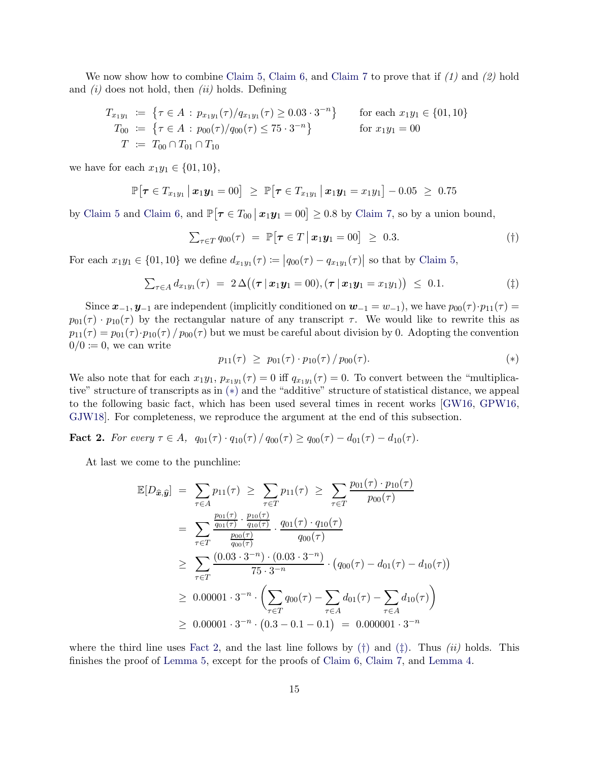We now show how to combine Claim 5, Claim 6, and Claim 7 to prove that if *(1)* and *(2)* hold and *(i)* does not hold, then *(ii)* holds. Defining

$$
\begin{aligned}
T_{x_1y_1} &:= \left\{\tau \in A : p_{x_1y_1}(\tau)/q_{x_1y_1}(\tau) \geq 0.03 \cdot 3^{-n}\right\} \qquad &&\text{for each } x_1y_1 \in \{01, 10\}\\
T_{00} &:= \left\{\tau \in A : p_{00}(\tau)/q_{00}(\tau) \leq 75 \cdot 3^{-n}\right\} \qquad &&\text{for } x_1y_1 = 00\\
T &:= T_{00} \cap T_{01} \cap T_{10}
\end{aligned}
$$

we have for each $x_1y_1 \in \{01, 10\}$,

$$
\mathbb{P}\big[\boldsymbol{\tau} \in T_{x_1y_1} \,\big|\, \boldsymbol{x}_1\boldsymbol{y}_1 = 00\big] \;\geq\; \mathbb{P}\big[\boldsymbol{\tau} \in T_{x_1y_1} \,\big|\, \boldsymbol{x}_1\boldsymbol{y}_1 = x_1y_1\big] - 0.05 \;\geq\; 0.75
$$

by Claim 5 and Claim 6, and $\mathbb{P}\big[\boldsymbol{\tau} \in T_{00} \,\big|\, \boldsymbol{x}_1\boldsymbol{y}_1 = 00\big] \geq 0.8$ by Claim 7, so by a union bound,

$$
\textstyle\sum_{\tau \in T} q_{00}(\tau) \;=\; \mathbb{P}\big[\boldsymbol{\tau} \in T \,\big|\, \boldsymbol{x}_1\boldsymbol{y}_1 = 00\big] \;\geq\; 0.3. \tag{†}
$$

For each $x_1y_1 \in \{01, 10\}$ we define $d_{x_1y_1}(\tau) := \big|q_{00}(\tau) - q_{x_1y_1}(\tau)\big|$ so that by Claim 5,

$$
\textstyle\sum_{\tau \in A} d_{x_1y_1}(\tau) \;=\; 2\,\Delta\big((\boldsymbol{\tau} \,|\, \boldsymbol{x}_1\boldsymbol{y}_1 = 00), (\boldsymbol{\tau} \,|\, \boldsymbol{x}_1\boldsymbol{y}_1 = x_1y_1)\big) \;\leq\; 0.1. \tag{‡}
$$

Since $\boldsymbol{x}_{-1}, \boldsymbol{y}_{-1}$ are independent (implicitly conditioned on $\boldsymbol{w}_{-1} = w_{-1}$), we have $p_{00}(\tau) \cdot p_{11}(\tau) = p_{01}(\tau) \cdot p_{10}(\tau)$ by the rectangular nature of any transcript $\tau$. We would like to rewrite this as $p_{11}(\tau) = p_{01}(\tau) \cdot p_{10}(\tau) \,/\, p_{00}(\tau)$ but we must be careful about division by 0. Adopting the convention $0/0 := 0$, we can write

$$
p_{11}(\tau) \;\geq\; p_{01}(\tau) \cdot p_{10}(\tau) \,/\, p_{00}(\tau). \tag{$*$}
$$

We also note that for each $x_1y_1$, $p_{x_1y_1}(\tau) = 0$ iff $q_{x_1y_1}(\tau) = 0$. To convert between the "multiplicative" structure of transcripts as in ($*$) and the "additive" structure of statistical distance, we appeal to the following basic fact, which has been used several times in recent works [GW16, GPW16, GJW18]. For completeness, we reproduce the argument at the end of this subsection.

**Fact 2.** *For every $\tau \in A$, $q_{01}(\tau) \cdot q_{10}(\tau) \,/\, q_{00}(\tau) \geq q_{00}(\tau) - d_{01}(\tau) - d_{10}(\tau)$.*

At last we come to the punchline:

$$
\begin{aligned}
\mathbb{E}[D_{\widehat{\boldsymbol{x}}, \widehat{\boldsymbol{y}}}] \;&=\; \sum_{\tau \in A} p_{11}(\tau) \;\geq\; \sum_{\tau \in T} p_{11}(\tau) \;\geq\; \sum_{\tau \in T} \frac{p_{01}(\tau) \cdot p_{10}(\tau)}{p_{00}(\tau)}\\
&=\; \sum_{\tau \in T} \frac{\frac{p_{01}(\tau)}{q_{01}(\tau)} \cdot \frac{p_{10}(\tau)}{q_{10}(\tau)}}{\frac{p_{00}(\tau)}{q_{00}(\tau)}} \cdot \frac{q_{01}(\tau) \cdot q_{10}(\tau)}{q_{00}(\tau)}\\
&\geq\; \sum_{\tau \in T} \frac{(0.03 \cdot 3^{-n}) \cdot (0.03 \cdot 3^{-n})}{75 \cdot 3^{-n}} \cdot \big(q_{00}(\tau) - d_{01}(\tau) - d_{10}(\tau)\big)\\
&\geq\; 0.00001 \cdot 3^{-n} \cdot \left(\sum_{\tau \in T} q_{00}(\tau) - \sum_{\tau \in A} d_{01}(\tau) - \sum_{\tau \in A} d_{10}(\tau)\right)\\
&\geq\; 0.00001 \cdot 3^{-n} \cdot \big(0.3 - 0.1 - 0.1\big) \;=\; 0.000001 \cdot 3^{-n}
\end{aligned}
$$

where the third line uses Fact 2, and the last line follows by (†) and (‡). Thus *(ii)* holds. This finishes the proof of Lemma 5, except for the proofs of Claim 6, Claim 7, and Lemma 4.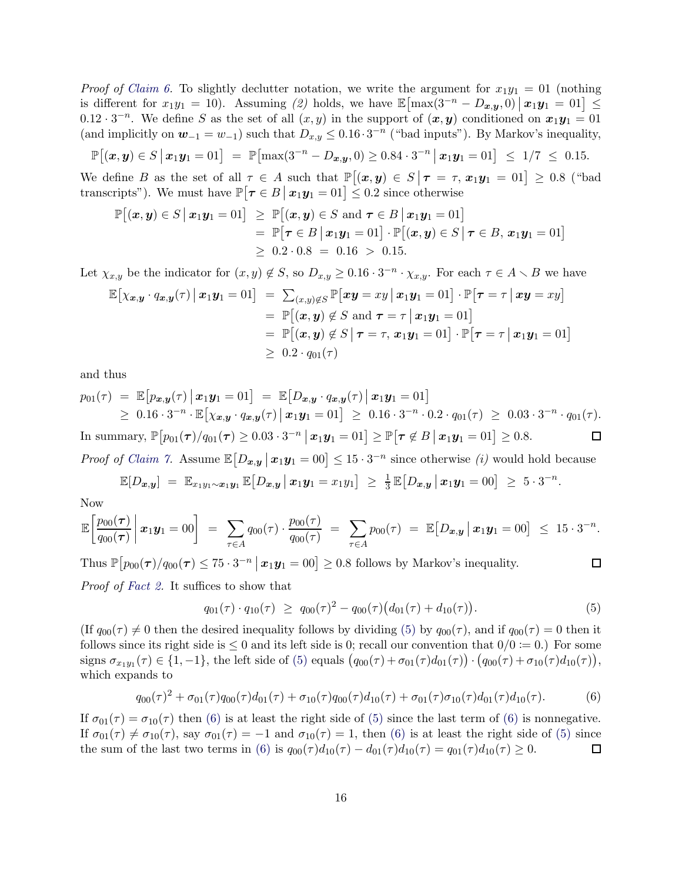*Proof of Claim 6.* To slightly declutter notation, we write the argument for $x_1y_1 = 01$ (nothing is different for $x_1y_1 = 10$). Assuming *(2)* holds, we have $\mathbb{E}\big[\max(3^{-n} - D_{\boldsymbol{x},\boldsymbol{y}}, 0) \,\big|\, \boldsymbol{x}_1\boldsymbol{y}_1 = 01\big] \le 0.12 \cdot 3^{-n}$. We define $S$ as the set of all $(x, y)$ in the support of $(\boldsymbol{x}, \boldsymbol{y})$ conditioned on $\boldsymbol{x}_1\boldsymbol{y}_1 = 01$ (and implicitly on $\boldsymbol{w}_{-1} = w_{-1}$) such that $D_{x,y} \le 0.16 \cdot 3^{-n}$ ("bad inputs"). By Markov's inequality,

$$\mathbb{P}\big[(\boldsymbol{x},\boldsymbol{y}) \in S \,\big|\, \boldsymbol{x}_1\boldsymbol{y}_1 = 01\big] \;=\; \mathbb{P}\big[\max(3^{-n} - D_{\boldsymbol{x},\boldsymbol{y}}, 0) \ge 0.84 \cdot 3^{-n} \,\big|\, \boldsymbol{x}_1\boldsymbol{y}_1 = 01\big] \;\le\; 1/7 \;\le\; 0.15.$$

We define $B$ as the set of all $\tau \in A$ such that $\mathbb{P}\big[(\boldsymbol{x},\boldsymbol{y}) \in S \,\big|\, \boldsymbol{\tau} = \tau,\, \boldsymbol{x}_1\boldsymbol{y}_1 = 01\big] \ge 0.8$ ("bad transcripts"). We must have $\mathbb{P}\big[\boldsymbol{\tau} \in B \,\big|\, \boldsymbol{x}_1\boldsymbol{y}_1 = 01\big] \le 0.2$ since otherwise

$$\begin{aligned}
\mathbb{P}\big[(\boldsymbol{x},\boldsymbol{y}) \in S \,\big|\, \boldsymbol{x}_1\boldsymbol{y}_1 = 01\big] \;&\ge\; \mathbb{P}\big[(\boldsymbol{x},\boldsymbol{y}) \in S \text{ and } \boldsymbol{\tau} \in B \,\big|\, \boldsymbol{x}_1\boldsymbol{y}_1 = 01\big] \\
&=\; \mathbb{P}\big[\boldsymbol{\tau} \in B \,\big|\, \boldsymbol{x}_1\boldsymbol{y}_1 = 01\big] \cdot \mathbb{P}\big[(\boldsymbol{x},\boldsymbol{y}) \in S \,\big|\, \boldsymbol{\tau} \in B,\, \boldsymbol{x}_1\boldsymbol{y}_1 = 01\big] \\
&\ge\; 0.2 \cdot 0.8 \;=\; 0.16 \;>\; 0.15.
\end{aligned}$$

Let $\chi_{x,y}$ be the indicator for $(x, y) \notin S$, so $D_{x,y} \ge 0.16 \cdot 3^{-n} \cdot \chi_{x,y}$. For each $\tau \in A \setminus B$ we have

$$\begin{aligned}
\mathbb{E}\big[\chi_{\boldsymbol{x},\boldsymbol{y}} \cdot q_{\boldsymbol{x},\boldsymbol{y}}(\tau) \,\big|\, \boldsymbol{x}_1\boldsymbol{y}_1 = 01\big] \;&=\; \textstyle\sum_{(x,y)\notin S} \mathbb{P}\big[\boldsymbol{xy} = xy \,\big|\, \boldsymbol{x}_1\boldsymbol{y}_1 = 01\big] \cdot \mathbb{P}\big[\boldsymbol{\tau} = \tau \,\big|\, \boldsymbol{xy} = xy\big] \\
&=\; \mathbb{P}\big[(\boldsymbol{x},\boldsymbol{y}) \notin S \text{ and } \boldsymbol{\tau} = \tau \,\big|\, \boldsymbol{x}_1\boldsymbol{y}_1 = 01\big] \\
&=\; \mathbb{P}\big[(\boldsymbol{x},\boldsymbol{y}) \notin S \,\big|\, \boldsymbol{\tau} = \tau,\, \boldsymbol{x}_1\boldsymbol{y}_1 = 01\big] \cdot \mathbb{P}\big[\boldsymbol{\tau} = \tau \,\big|\, \boldsymbol{x}_1\boldsymbol{y}_1 = 01\big] \\
&\ge\; 0.2 \cdot q_{01}(\tau)
\end{aligned}$$

and thus

$$\begin{aligned}
p_{01}(\tau) \;&=\; \mathbb{E}\big[p_{\boldsymbol{x},\boldsymbol{y}}(\tau) \,\big|\, \boldsymbol{x}_1\boldsymbol{y}_1 = 01\big] \;=\; \mathbb{E}\big[D_{\boldsymbol{x},\boldsymbol{y}} \cdot q_{\boldsymbol{x},\boldsymbol{y}}(\tau) \,\big|\, \boldsymbol{x}_1\boldsymbol{y}_1 = 01\big] \\
&\ge\; 0.16 \cdot 3^{-n} \cdot \mathbb{E}\big[\chi_{\boldsymbol{x},\boldsymbol{y}} \cdot q_{\boldsymbol{x},\boldsymbol{y}}(\tau) \,\big|\, \boldsymbol{x}_1\boldsymbol{y}_1 = 01\big] \;\ge\; 0.16 \cdot 3^{-n} \cdot 0.2 \cdot q_{01}(\tau) \;\ge\; 0.03 \cdot 3^{-n} \cdot q_{01}(\tau).
\end{aligned}$$

In summary, $\mathbb{P}\big[p_{01}(\boldsymbol{\tau})/q_{01}(\boldsymbol{\tau}) \ge 0.03 \cdot 3^{-n} \,\big|\, \boldsymbol{x}_1\boldsymbol{y}_1 = 01\big] \ge \mathbb{P}\big[\boldsymbol{\tau} \notin B \,\big|\, \boldsymbol{x}_1\boldsymbol{y}_1 = 01\big] \ge 0.8$. ☐

*Proof of Claim 7.* Assume $\mathbb{E}\big[D_{\boldsymbol{x},\boldsymbol{y}} \,\big|\, \boldsymbol{x}_1\boldsymbol{y}_1 = 00\big] \le 15 \cdot 3^{-n}$ since otherwise *(i)* would hold because

$$\mathbb{E}[D_{\boldsymbol{x},\boldsymbol{y}}] \;=\; \mathbb{E}_{x_1y_1 \sim \boldsymbol{x}_1\boldsymbol{y}_1} \mathbb{E}\big[D_{\boldsymbol{x},\boldsymbol{y}} \,\big|\, \boldsymbol{x}_1\boldsymbol{y}_1 = x_1y_1\big] \;\ge\; \tfrac{1}{3}\,\mathbb{E}\big[D_{\boldsymbol{x},\boldsymbol{y}} \,\big|\, \boldsymbol{x}_1\boldsymbol{y}_1 = 00\big] \;\ge\; 5 \cdot 3^{-n}.$$

Now

$$\mathbb{E}\left[\frac{p_{00}(\boldsymbol{\tau})}{q_{00}(\boldsymbol{\tau})} \,\middle|\, \boldsymbol{x}_1\boldsymbol{y}_1 = 00\right] \;=\; \sum_{\tau \in A} q_{00}(\tau) \cdot \frac{p_{00}(\tau)}{q_{00}(\tau)} \;=\; \sum_{\tau \in A} p_{00}(\tau) \;=\; \mathbb{E}\big[D_{\boldsymbol{x},\boldsymbol{y}} \,\big|\, \boldsymbol{x}_1\boldsymbol{y}_1 = 00\big] \;\le\; 15 \cdot 3^{-n}.$$

Thus $\mathbb{P}\big[p_{00}(\boldsymbol{\tau})/q_{00}(\boldsymbol{\tau}) \le 75 \cdot 3^{-n} \,\big|\, \boldsymbol{x}_1\boldsymbol{y}_1 = 00\big] \ge 0.8$ follows by Markov's inequality. ☐

*Proof of Fact 2.* It suffices to show that

$$q_{01}(\tau) \cdot q_{10}(\tau) \;\ge\; q_{00}(\tau)^2 - q_{00}(\tau)\big(d_{01}(\tau) + d_{10}(\tau)\big). \tag{5}$$

(If $q_{00}(\tau) \neq 0$ then the desired inequality follows by dividing (5) by $q_{00}(\tau)$, and if $q_{00}(\tau) = 0$ then it follows since its right side is $\le 0$ and its left side is 0; recall our convention that $0/0 := 0$.) For some signs $\sigma_{x_1y_1}(\tau) \in \{1, -1\}$, the left side of (5) equals $\big(q_{00}(\tau) + \sigma_{01}(\tau)d_{01}(\tau)\big) \cdot \big(q_{00}(\tau) + \sigma_{10}(\tau)d_{10}(\tau)\big)$, which expands to

$$q_{00}(\tau)^2 + \sigma_{01}(\tau)q_{00}(\tau)d_{01}(\tau) + \sigma_{10}(\tau)q_{00}(\tau)d_{10}(\tau) + \sigma_{01}(\tau)\sigma_{10}(\tau)d_{01}(\tau)d_{10}(\tau). \tag{6}$$

If $\sigma_{01}(\tau) = \sigma_{10}(\tau)$ then (6) is at least the right side of (5) since the last term of (6) is nonnegative. If $\sigma_{01}(\tau) \neq \sigma_{10}(\tau)$, say $\sigma_{01}(\tau) = -1$ and $\sigma_{10}(\tau) = 1$, then (6) is at least the right side of (5) since the sum of the last two terms in (6) is $q_{00}(\tau)d_{10}(\tau) - d_{01}(\tau)d_{10}(\tau) = q_{01}(\tau)d_{10}(\tau) \ge 0$. ☐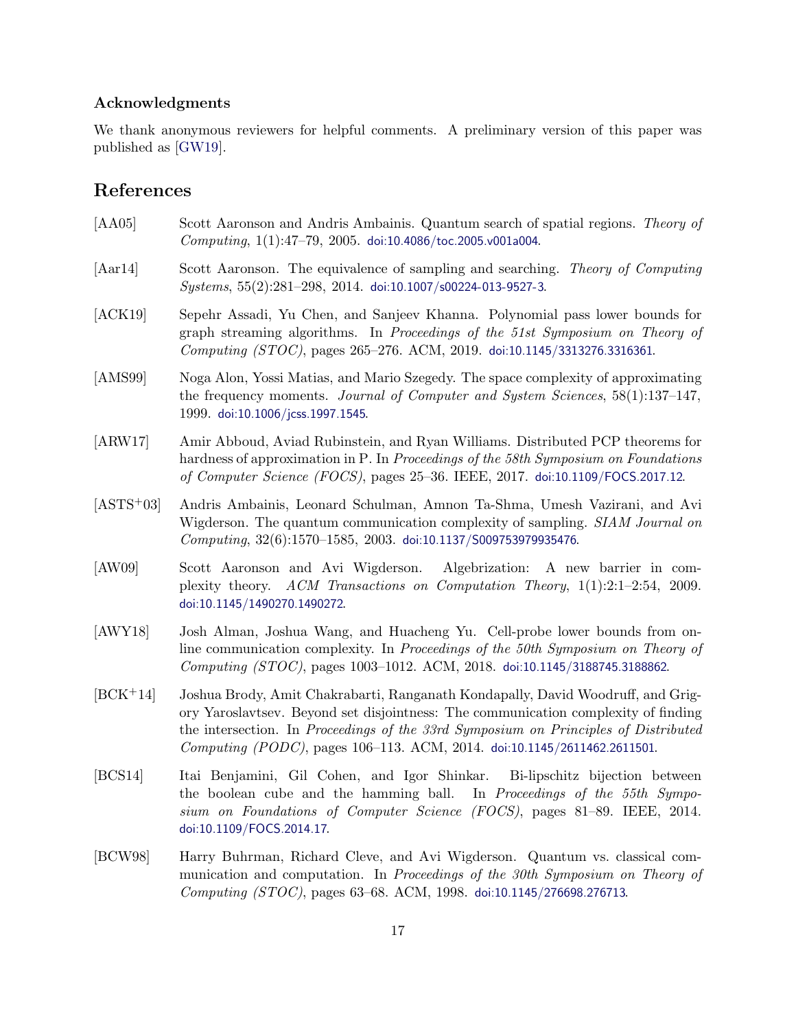## Acknowledgments

We thank anonymous reviewers for helpful comments. A preliminary version of this paper was published as [GW19].

## References

[AA05] Scott Aaronson and Andris Ambainis. Quantum search of spatial regions. *Theory of Computing*, 1(1):47–79, 2005. doi:10.4086/toc.2005.v001a004.

[Aar14] Scott Aaronson. The equivalence of sampling and searching. *Theory of Computing Systems*, 55(2):281–298, 2014. doi:10.1007/s00224-013-9527-3.

[ACK19] Sepehr Assadi, Yu Chen, and Sanjeev Khanna. Polynomial pass lower bounds for graph streaming algorithms. In *Proceedings of the 51st Symposium on Theory of Computing (STOC)*, pages 265–276. ACM, 2019. doi:10.1145/3313276.3316361.

[AMS99] Noga Alon, Yossi Matias, and Mario Szegedy. The space complexity of approximating the frequency moments. *Journal of Computer and System Sciences*, 58(1):137–147, 1999. doi:10.1006/jcss.1997.1545.

[ARW17] Amir Abboud, Aviad Rubinstein, and Ryan Williams. Distributed PCP theorems for hardness of approximation in P. In *Proceedings of the 58th Symposium on Foundations of Computer Science (FOCS)*, pages 25–36. IEEE, 2017. doi:10.1109/FOCS.2017.12.

[ASTS+03] Andris Ambainis, Leonard Schulman, Amnon Ta-Shma, Umesh Vazirani, and Avi Wigderson. The quantum communication complexity of sampling. *SIAM Journal on Computing*, 32(6):1570–1585, 2003. doi:10.1137/S009753979935476.

[AW09] Scott Aaronson and Avi Wigderson. Algebrization: A new barrier in complexity theory. *ACM Transactions on Computation Theory*, 1(1):2:1–2:54, 2009. doi:10.1145/1490270.1490272.

[AWY18] Josh Alman, Joshua Wang, and Huacheng Yu. Cell-probe lower bounds from online communication complexity. In *Proceedings of the 50th Symposium on Theory of Computing (STOC)*, pages 1003–1012. ACM, 2018. doi:10.1145/3188745.3188862.

[BCK+14] Joshua Brody, Amit Chakrabarti, Ranganath Kondapally, David Woodruff, and Grigory Yaroslavtsev. Beyond set disjointness: The communication complexity of finding the intersection. In *Proceedings of the 33rd Symposium on Principles of Distributed Computing (PODC)*, pages 106–113. ACM, 2014. doi:10.1145/2611462.2611501.

[BCS14] Itai Benjamini, Gil Cohen, and Igor Shinkar. Bi-lipschitz bijection between the boolean cube and the hamming ball. In *Proceedings of the 55th Symposium on Foundations of Computer Science (FOCS)*, pages 81–89. IEEE, 2014. doi:10.1109/FOCS.2014.17.

[BCW98] Harry Buhrman, Richard Cleve, and Avi Wigderson. Quantum vs. classical communication and computation. In *Proceedings of the 30th Symposium on Theory of Computing (STOC)*, pages 63–68. ACM, 1998. doi:10.1145/276698.276713.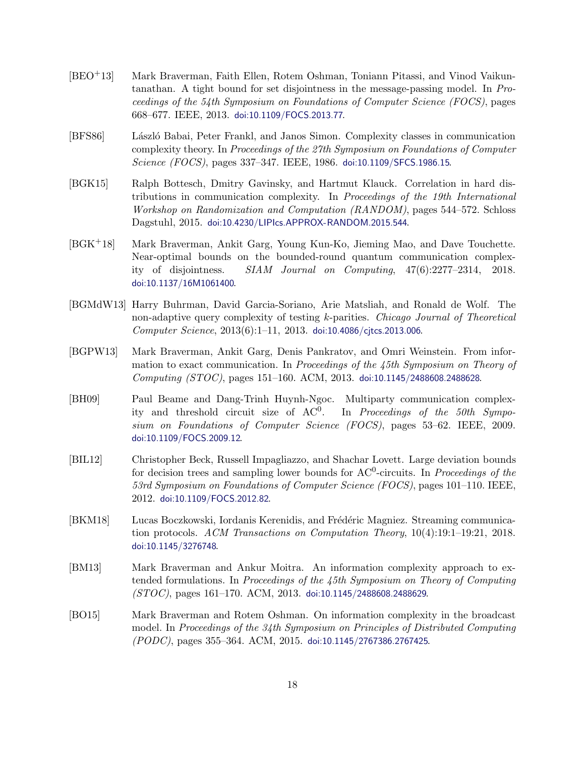[BEO⁺13] Mark Braverman, Faith Ellen, Rotem Oshman, Toniann Pitassi, and Vinod Vaikuntanathan. A tight bound for set disjointness in the message-passing model. In *Proceedings of the 54th Symposium on Foundations of Computer Science (FOCS)*, pages 668–677. IEEE, 2013. doi:10.1109/FOCS.2013.77.

[BFS86] László Babai, Peter Frankl, and Janos Simon. Complexity classes in communication complexity theory. In *Proceedings of the 27th Symposium on Foundations of Computer Science (FOCS)*, pages 337–347. IEEE, 1986. doi:10.1109/SFCS.1986.15.

[BGK15] Ralph Bottesch, Dmitry Gavinsky, and Hartmut Klauck. Correlation in hard distributions in communication complexity. In *Proceedings of the 19th International Workshop on Randomization and Computation (RANDOM)*, pages 544–572. Schloss Dagstuhl, 2015. doi:10.4230/LIPIcs.APPROX-RANDOM.2015.544.

[BGK⁺18] Mark Braverman, Ankit Garg, Young Kun-Ko, Jieming Mao, and Dave Touchette. Near-optimal bounds on the bounded-round quantum communication complexity of disjointness. *SIAM Journal on Computing*, 47(6):2277–2314, 2018. doi:10.1137/16M1061400.

[BGMdW13] Harry Buhrman, David Garcia-Soriano, Arie Matsliah, and Ronald de Wolf. The non-adaptive query complexity of testing $k$-parities. *Chicago Journal of Theoretical Computer Science*, 2013(6):1–11, 2013. doi:10.4086/cjtcs.2013.006.

[BGPW13] Mark Braverman, Ankit Garg, Denis Pankratov, and Omri Weinstein. From information to exact communication. In *Proceedings of the 45th Symposium on Theory of Computing (STOC)*, pages 151–160. ACM, 2013. doi:10.1145/2488608.2488628.

[BH09] Paul Beame and Dang-Trinh Huynh-Ngoc. Multiparty communication complexity and threshold circuit size of $\mathrm{AC}^0$. In *Proceedings of the 50th Symposium on Foundations of Computer Science (FOCS)*, pages 53–62. IEEE, 2009. doi:10.1109/FOCS.2009.12.

[BIL12] Christopher Beck, Russell Impagliazzo, and Shachar Lovett. Large deviation bounds for decision trees and sampling lower bounds for $\mathrm{AC}^0$-circuits. In *Proceedings of the 53rd Symposium on Foundations of Computer Science (FOCS)*, pages 101–110. IEEE, 2012. doi:10.1109/FOCS.2012.82.

[BKM18] Lucas Boczkowski, Iordanis Kerenidis, and Frédéric Magniez. Streaming communication protocols. *ACM Transactions on Computation Theory*, 10(4):19:1–19:21, 2018. doi:10.1145/3276748.

[BM13] Mark Braverman and Ankur Moitra. An information complexity approach to extended formulations. In *Proceedings of the 45th Symposium on Theory of Computing (STOC)*, pages 161–170. ACM, 2013. doi:10.1145/2488608.2488629.

[BO15] Mark Braverman and Rotem Oshman. On information complexity in the broadcast model. In *Proceedings of the 34th Symposium on Principles of Distributed Computing (PODC)*, pages 355–364. ACM, 2015. doi:10.1145/2767386.2767425.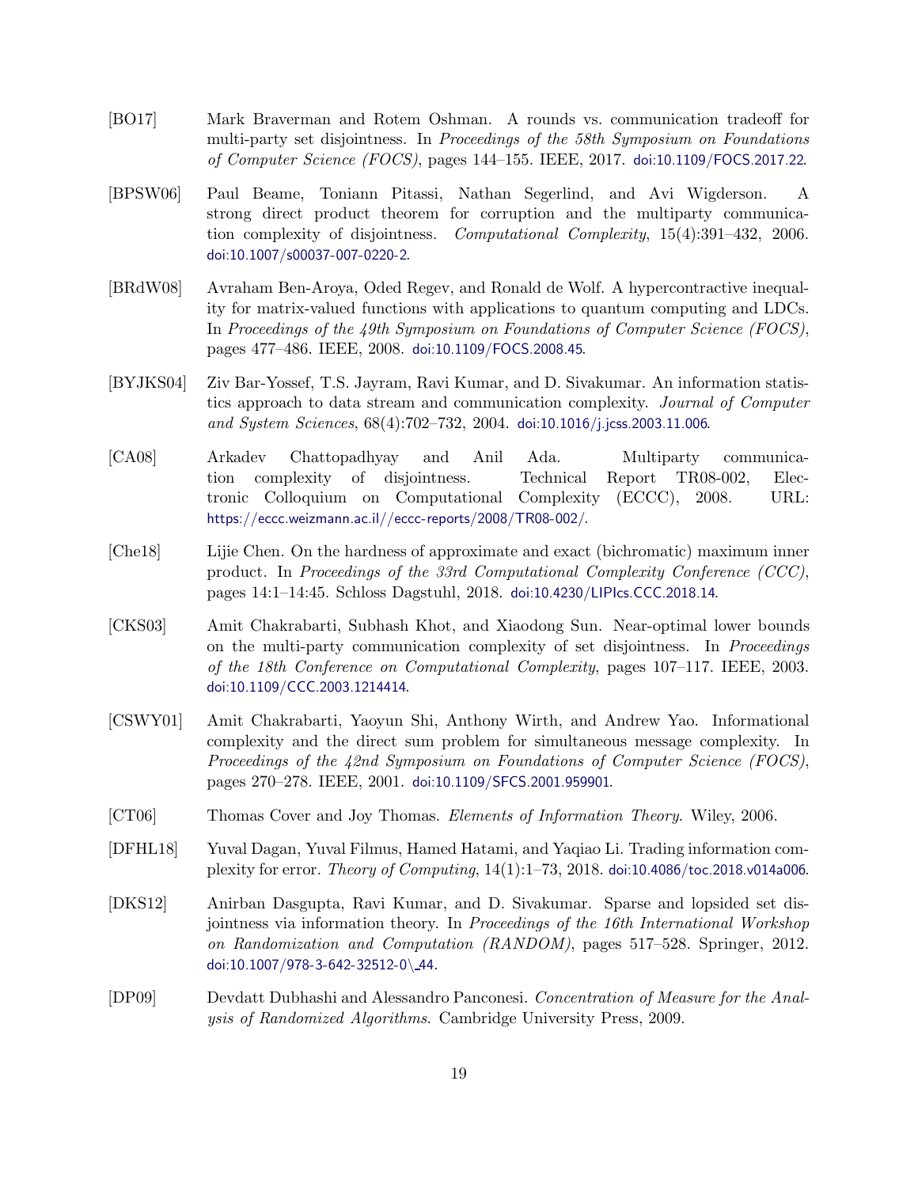[BO17] Mark Braverman and Rotem Oshman. A rounds vs. communication tradeoff for multi-party set disjointness. In *Proceedings of the 58th Symposium on Foundations of Computer Science (FOCS)*, pages 144–155. IEEE, 2017. doi:10.1109/FOCS.2017.22.

[BPSW06] Paul Beame, Toniann Pitassi, Nathan Segerlind, and Avi Wigderson. A strong direct product theorem for corruption and the multiparty communication complexity of disjointness. *Computational Complexity*, 15(4):391–432, 2006. doi:10.1007/s00037-007-0220-2.

[BRdW08] Avraham Ben-Aroya, Oded Regev, and Ronald de Wolf. A hypercontractive inequality for matrix-valued functions with applications to quantum computing and LDCs. In *Proceedings of the 49th Symposium on Foundations of Computer Science (FOCS)*, pages 477–486. IEEE, 2008. doi:10.1109/FOCS.2008.45.

[BYJKS04] Ziv Bar-Yossef, T.S. Jayram, Ravi Kumar, and D. Sivakumar. An information statistics approach to data stream and communication complexity. *Journal of Computer and System Sciences*, 68(4):702–732, 2004. doi:10.1016/j.jcss.2003.11.006.

[CA08] Arkadev Chattopadhyay and Anil Ada. Multiparty communication complexity of disjointness. Technical Report TR08-002, Electronic Colloquium on Computational Complexity (ECCC), 2008. URL: https://eccc.weizmann.ac.il//eccc-reports/2008/TR08-002/.

[Che18] Lijie Chen. On the hardness of approximate and exact (bichromatic) maximum inner product. In *Proceedings of the 33rd Computational Complexity Conference (CCC)*, pages 14:1–14:45. Schloss Dagstuhl, 2018. doi:10.4230/LIPIcs.CCC.2018.14.

[CKS03] Amit Chakrabarti, Subhash Khot, and Xiaodong Sun. Near-optimal lower bounds on the multi-party communication complexity of set disjointness. In *Proceedings of the 18th Conference on Computational Complexity*, pages 107–117. IEEE, 2003. doi:10.1109/CCC.2003.1214414.

[CSWY01] Amit Chakrabarti, Yaoyun Shi, Anthony Wirth, and Andrew Yao. Informational complexity and the direct sum problem for simultaneous message complexity. In *Proceedings of the 42nd Symposium on Foundations of Computer Science (FOCS)*, pages 270–278. IEEE, 2001. doi:10.1109/SFCS.2001.959901.

[CT06] Thomas Cover and Joy Thomas. *Elements of Information Theory*. Wiley, 2006.

[DFHL18] Yuval Dagan, Yuval Filmus, Hamed Hatami, and Yaqiao Li. Trading information complexity for error. *Theory of Computing*, 14(1):1–73, 2018. doi:10.4086/toc.2018.v014a006.

[DKS12] Anirban Dasgupta, Ravi Kumar, and D. Sivakumar. Sparse and lopsided set disjointness via information theory. In *Proceedings of the 16th International Workshop on Randomization and Computation (RANDOM)*, pages 517–528. Springer, 2012. doi:10.1007/978-3-642-32512-0\_44.

[DP09] Devdatt Dubhashi and Alessandro Panconesi. *Concentration of Measure for the Analysis of Randomized Algorithms*. Cambridge University Press, 2009.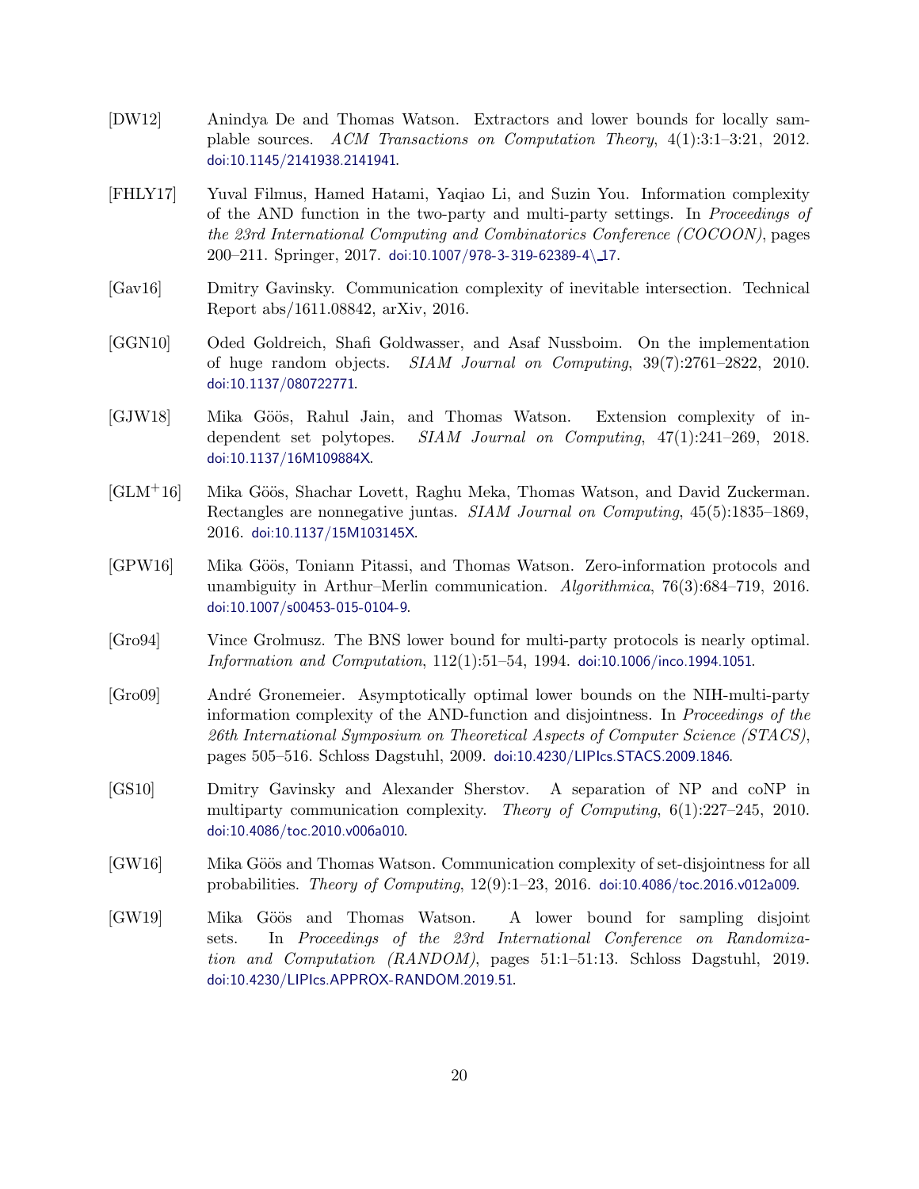[DW12] Anindya De and Thomas Watson. Extractors and lower bounds for locally samplable sources. *ACM Transactions on Computation Theory*, 4(1):3:1–3:21, 2012. doi:10.1145/2141938.2141941.

[FHLY17] Yuval Filmus, Hamed Hatami, Yaqiao Li, and Suzin You. Information complexity of the AND function in the two-party and multi-party settings. In *Proceedings of the 23rd International Computing and Combinatorics Conference (COCOON)*, pages 200–211. Springer, 2017. doi:10.1007/978-3-319-62389-4\_17.

[Gav16] Dmitry Gavinsky. Communication complexity of inevitable intersection. Technical Report abs/1611.08842, arXiv, 2016.

[GGN10] Oded Goldreich, Shafi Goldwasser, and Asaf Nussboim. On the implementation of huge random objects. *SIAM Journal on Computing*, 39(7):2761–2822, 2010. doi:10.1137/080722771.

[GJW18] Mika Göös, Rahul Jain, and Thomas Watson. Extension complexity of independent set polytopes. *SIAM Journal on Computing*, 47(1):241–269, 2018. doi:10.1137/16M109884X.

[GLM+16] Mika Göös, Shachar Lovett, Raghu Meka, Thomas Watson, and David Zuckerman. Rectangles are nonnegative juntas. *SIAM Journal on Computing*, 45(5):1835–1869, 2016. doi:10.1137/15M103145X.

[GPW16] Mika Göös, Toniann Pitassi, and Thomas Watson. Zero-information protocols and unambiguity in Arthur–Merlin communication. *Algorithmica*, 76(3):684–719, 2016. doi:10.1007/s00453-015-0104-9.

[Gro94] Vince Grolmusz. The BNS lower bound for multi-party protocols is nearly optimal. *Information and Computation*, 112(1):51–54, 1994. doi:10.1006/inco.1994.1051.

[Gro09] André Gronemeier. Asymptotically optimal lower bounds on the NIH-multi-party information complexity of the AND-function and disjointness. In *Proceedings of the 26th International Symposium on Theoretical Aspects of Computer Science (STACS)*, pages 505–516. Schloss Dagstuhl, 2009. doi:10.4230/LIPIcs.STACS.2009.1846.

[GS10] Dmitry Gavinsky and Alexander Sherstov. A separation of NP and coNP in multiparty communication complexity. *Theory of Computing*, 6(1):227–245, 2010. doi:10.4086/toc.2010.v006a010.

[GW16] Mika Göös and Thomas Watson. Communication complexity of set-disjointness for all probabilities. *Theory of Computing*, 12(9):1–23, 2016. doi:10.4086/toc.2016.v012a009.

[GW19] Mika Göös and Thomas Watson. A lower bound for sampling disjoint sets. In *Proceedings of the 23rd International Conference on Randomization and Computation (RANDOM)*, pages 51:1–51:13. Schloss Dagstuhl, 2019. doi:10.4230/LIPIcs.APPROX-RANDOM.2019.51.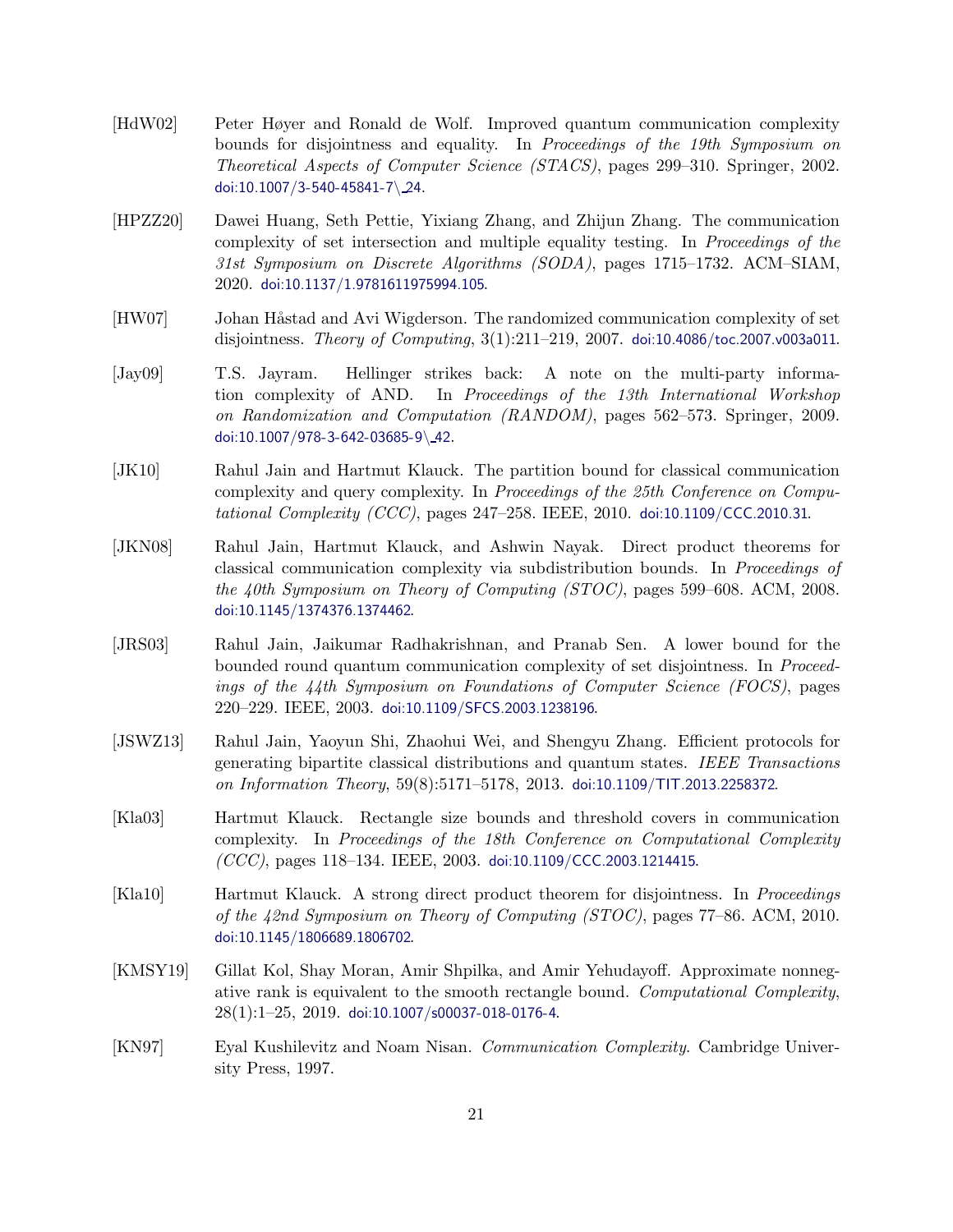[HdW02] Peter Høyer and Ronald de Wolf. Improved quantum communication complexity bounds for disjointness and equality. In *Proceedings of the 19th Symposium on Theoretical Aspects of Computer Science (STACS)*, pages 299–310. Springer, 2002. doi:10.1007/3-540-45841-7\_24.

[HPZZ20] Dawei Huang, Seth Pettie, Yixiang Zhang, and Zhijun Zhang. The communication complexity of set intersection and multiple equality testing. In *Proceedings of the 31st Symposium on Discrete Algorithms (SODA)*, pages 1715–1732. ACM–SIAM, 2020. doi:10.1137/1.9781611975994.105.

[HW07] Johan Håstad and Avi Wigderson. The randomized communication complexity of set disjointness. *Theory of Computing*, 3(1):211–219, 2007. doi:10.4086/toc.2007.v003a011.

[Jay09] T.S. Jayram. Hellinger strikes back: A note on the multi-party information complexity of AND. In *Proceedings of the 13th International Workshop on Randomization and Computation (RANDOM)*, pages 562–573. Springer, 2009. doi:10.1007/978-3-642-03685-9\_42.

[JK10] Rahul Jain and Hartmut Klauck. The partition bound for classical communication complexity and query complexity. In *Proceedings of the 25th Conference on Computational Complexity (CCC)*, pages 247–258. IEEE, 2010. doi:10.1109/CCC.2010.31.

[JKN08] Rahul Jain, Hartmut Klauck, and Ashwin Nayak. Direct product theorems for classical communication complexity via subdistribution bounds. In *Proceedings of the 40th Symposium on Theory of Computing (STOC)*, pages 599–608. ACM, 2008. doi:10.1145/1374376.1374462.

[JRS03] Rahul Jain, Jaikumar Radhakrishnan, and Pranab Sen. A lower bound for the bounded round quantum communication complexity of set disjointness. In *Proceedings of the 44th Symposium on Foundations of Computer Science (FOCS)*, pages 220–229. IEEE, 2003. doi:10.1109/SFCS.2003.1238196.

[JSWZ13] Rahul Jain, Yaoyun Shi, Zhaohui Wei, and Shengyu Zhang. Efficient protocols for generating bipartite classical distributions and quantum states. *IEEE Transactions on Information Theory*, 59(8):5171–5178, 2013. doi:10.1109/TIT.2013.2258372.

[Kla03] Hartmut Klauck. Rectangle size bounds and threshold covers in communication complexity. In *Proceedings of the 18th Conference on Computational Complexity (CCC)*, pages 118–134. IEEE, 2003. doi:10.1109/CCC.2003.1214415.

[Kla10] Hartmut Klauck. A strong direct product theorem for disjointness. In *Proceedings of the 42nd Symposium on Theory of Computing (STOC)*, pages 77–86. ACM, 2010. doi:10.1145/1806689.1806702.

[KMSY19] Gillat Kol, Shay Moran, Amir Shpilka, and Amir Yehudayoff. Approximate nonnegative rank is equivalent to the smooth rectangle bound. *Computational Complexity*, 28(1):1–25, 2019. doi:10.1007/s00037-018-0176-4.

[KN97] Eyal Kushilevitz and Noam Nisan. *Communication Complexity*. Cambridge University Press, 1997.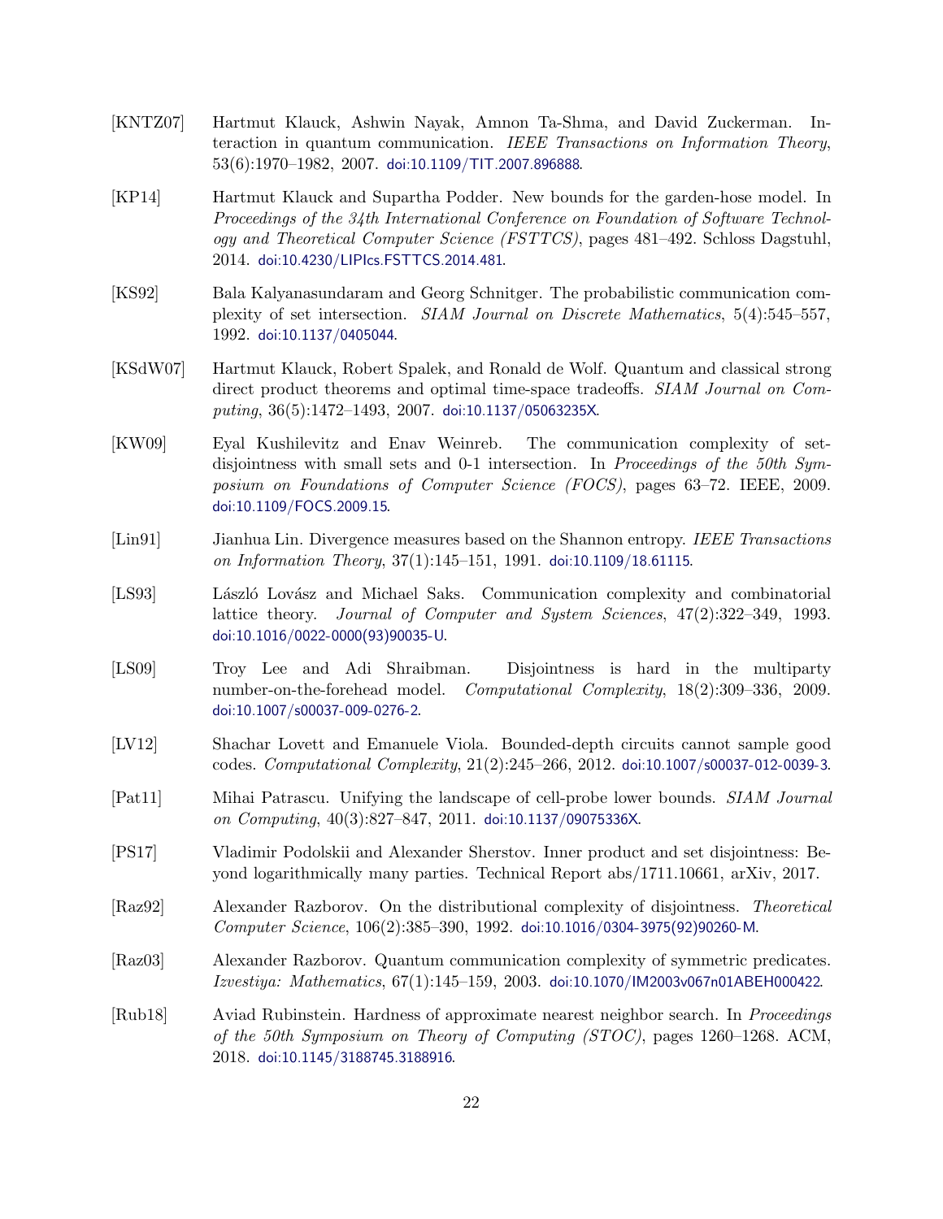[KNTZ07] Hartmut Klauck, Ashwin Nayak, Amnon Ta-Shma, and David Zuckerman. Interaction in quantum communication. *IEEE Transactions on Information Theory*, 53(6):1970–1982, 2007. doi:10.1109/TIT.2007.896888.

[KP14] Hartmut Klauck and Supartha Podder. New bounds for the garden-hose model. In *Proceedings of the 34th International Conference on Foundation of Software Technology and Theoretical Computer Science (FSTTCS)*, pages 481–492. Schloss Dagstuhl, 2014. doi:10.4230/LIPIcs.FSTTCS.2014.481.

[KS92] Bala Kalyanasundaram and Georg Schnitger. The probabilistic communication complexity of set intersection. *SIAM Journal on Discrete Mathematics*, 5(4):545–557, 1992. doi:10.1137/0405044.

[KSdW07] Hartmut Klauck, Robert Spalek, and Ronald de Wolf. Quantum and classical strong direct product theorems and optimal time-space tradeoffs. *SIAM Journal on Computing*, 36(5):1472–1493, 2007. doi:10.1137/05063235X.

[KW09] Eyal Kushilevitz and Enav Weinreb. The communication complexity of set-disjointness with small sets and 0-1 intersection. In *Proceedings of the 50th Symposium on Foundations of Computer Science (FOCS)*, pages 63–72. IEEE, 2009. doi:10.1109/FOCS.2009.15.

[Lin91] Jianhua Lin. Divergence measures based on the Shannon entropy. *IEEE Transactions on Information Theory*, 37(1):145–151, 1991. doi:10.1109/18.61115.

[LS93] László Lovász and Michael Saks. Communication complexity and combinatorial lattice theory. *Journal of Computer and System Sciences*, 47(2):322–349, 1993. doi:10.1016/0022-0000(93)90035-U.

[LS09] Troy Lee and Adi Shraibman. Disjointness is hard in the multiparty number-on-the-forehead model. *Computational Complexity*, 18(2):309–336, 2009. doi:10.1007/s00037-009-0276-2.

[LV12] Shachar Lovett and Emanuele Viola. Bounded-depth circuits cannot sample good codes. *Computational Complexity*, 21(2):245–266, 2012. doi:10.1007/s00037-012-0039-3.

[Pat11] Mihai Patrascu. Unifying the landscape of cell-probe lower bounds. *SIAM Journal on Computing*, 40(3):827–847, 2011. doi:10.1137/09075336X.

[PS17] Vladimir Podolskii and Alexander Sherstov. Inner product and set disjointness: Beyond logarithmically many parties. Technical Report abs/1711.10661, arXiv, 2017.

[Raz92] Alexander Razborov. On the distributional complexity of disjointness. *Theoretical Computer Science*, 106(2):385–390, 1992. doi:10.1016/0304-3975(92)90260-M.

[Raz03] Alexander Razborov. Quantum communication complexity of symmetric predicates. *Izvestiya: Mathematics*, 67(1):145–159, 2003. doi:10.1070/IM2003v067n01ABEH000422.

[Rub18] Aviad Rubinstein. Hardness of approximate nearest neighbor search. In *Proceedings of the 50th Symposium on Theory of Computing (STOC)*, pages 1260–1268. ACM, 2018. doi:10.1145/3188745.3188916.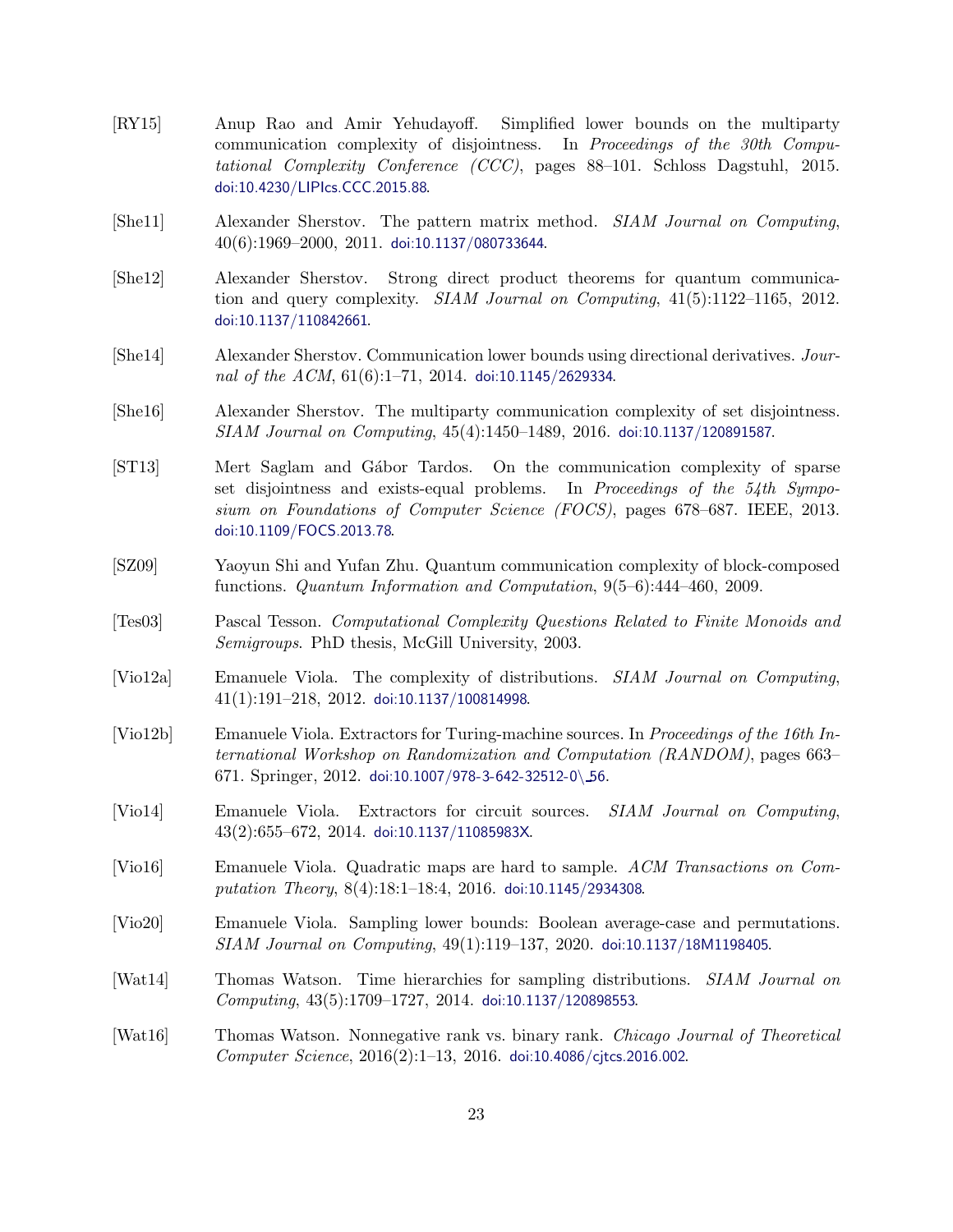[RY15] Anup Rao and Amir Yehudayoff. Simplified lower bounds on the multiparty communication complexity of disjointness. In *Proceedings of the 30th Computational Complexity Conference (CCC)*, pages 88–101. Schloss Dagstuhl, 2015. doi:10.4230/LIPIcs.CCC.2015.88.

[She11] Alexander Sherstov. The pattern matrix method. *SIAM Journal on Computing*, 40(6):1969–2000, 2011. doi:10.1137/080733644.

[She12] Alexander Sherstov. Strong direct product theorems for quantum communication and query complexity. *SIAM Journal on Computing*, 41(5):1122–1165, 2012. doi:10.1137/110842661.

[She14] Alexander Sherstov. Communication lower bounds using directional derivatives. *Journal of the ACM*, 61(6):1–71, 2014. doi:10.1145/2629334.

[She16] Alexander Sherstov. The multiparty communication complexity of set disjointness. *SIAM Journal on Computing*, 45(4):1450–1489, 2016. doi:10.1137/120891587.

[ST13] Mert Saglam and Gábor Tardos. On the communication complexity of sparse set disjointness and exists-equal problems. In *Proceedings of the 54th Symposium on Foundations of Computer Science (FOCS)*, pages 678–687. IEEE, 2013. doi:10.1109/FOCS.2013.78.

[SZ09] Yaoyun Shi and Yufan Zhu. Quantum communication complexity of block-composed functions. *Quantum Information and Computation*, 9(5–6):444–460, 2009.

[Tes03] Pascal Tesson. *Computational Complexity Questions Related to Finite Monoids and Semigroups*. PhD thesis, McGill University, 2003.

[Vio12a] Emanuele Viola. The complexity of distributions. *SIAM Journal on Computing*, 41(1):191–218, 2012. doi:10.1137/100814998.

[Vio12b] Emanuele Viola. Extractors for Turing-machine sources. In *Proceedings of the 16th International Workshop on Randomization and Computation (RANDOM)*, pages 663–671. Springer, 2012. doi:10.1007/978-3-642-32512-0\_56.

[Vio14] Emanuele Viola. Extractors for circuit sources. *SIAM Journal on Computing*, 43(2):655–672, 2014. doi:10.1137/11085983X.

[Vio16] Emanuele Viola. Quadratic maps are hard to sample. *ACM Transactions on Computation Theory*, 8(4):18:1–18:4, 2016. doi:10.1145/2934308.

[Vio20] Emanuele Viola. Sampling lower bounds: Boolean average-case and permutations. *SIAM Journal on Computing*, 49(1):119–137, 2020. doi:10.1137/18M1198405.

[Wat14] Thomas Watson. Time hierarchies for sampling distributions. *SIAM Journal on Computing*, 43(5):1709–1727, 2014. doi:10.1137/120898553.

[Wat16] Thomas Watson. Nonnegative rank vs. binary rank. *Chicago Journal of Theoretical Computer Science*, 2016(2):1–13, 2016. doi:10.4086/cjtcs.2016.002.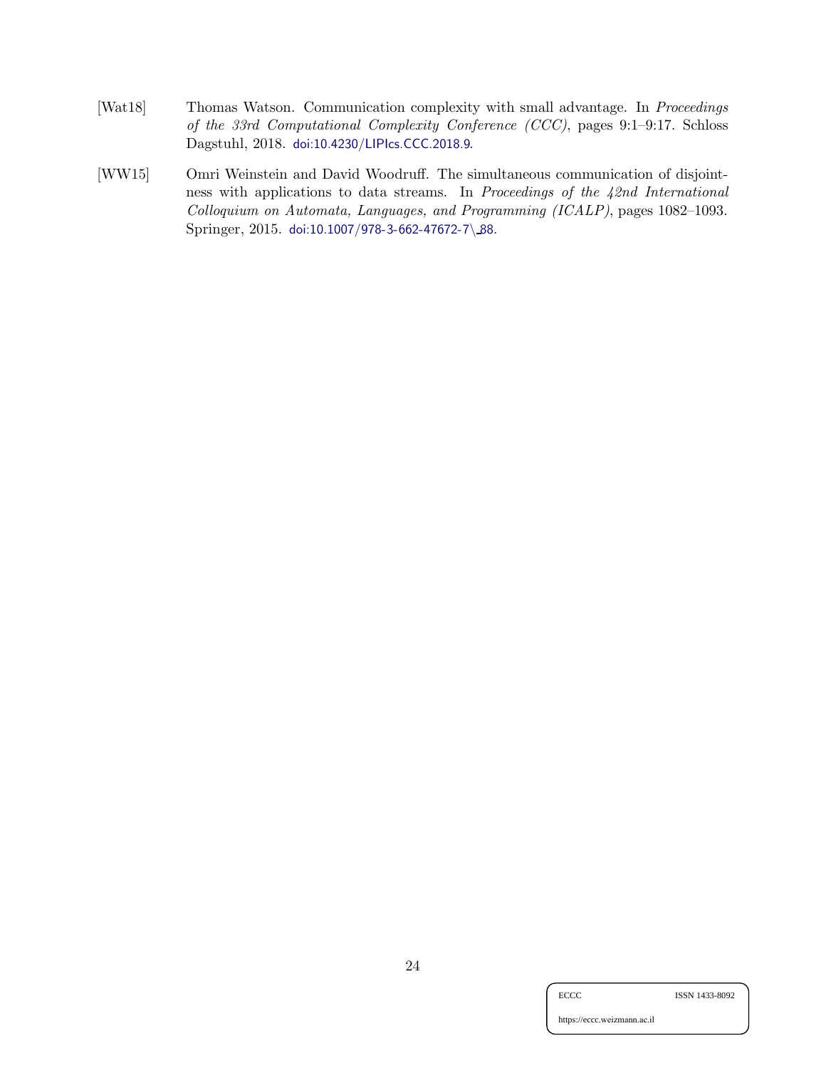[Wat18] Thomas Watson. Communication complexity with small advantage. In *Proceedings of the 33rd Computational Complexity Conference (CCC)*, pages 9:1–9:17. Schloss Dagstuhl, 2018. doi:10.4230/LIPIcs.CCC.2018.9.

[WW15] Omri Weinstein and David Woodruff. The simultaneous communication of disjointness with applications to data streams. In *Proceedings of the 42nd International Colloquium on Automata, Languages, and Programming (ICALP)*, pages 1082–1093. Springer, 2015. doi:10.1007/978-3-662-47672-7\_88.

ECCC ISSN 1433-8092

https://eccc.weizmann.ac.il